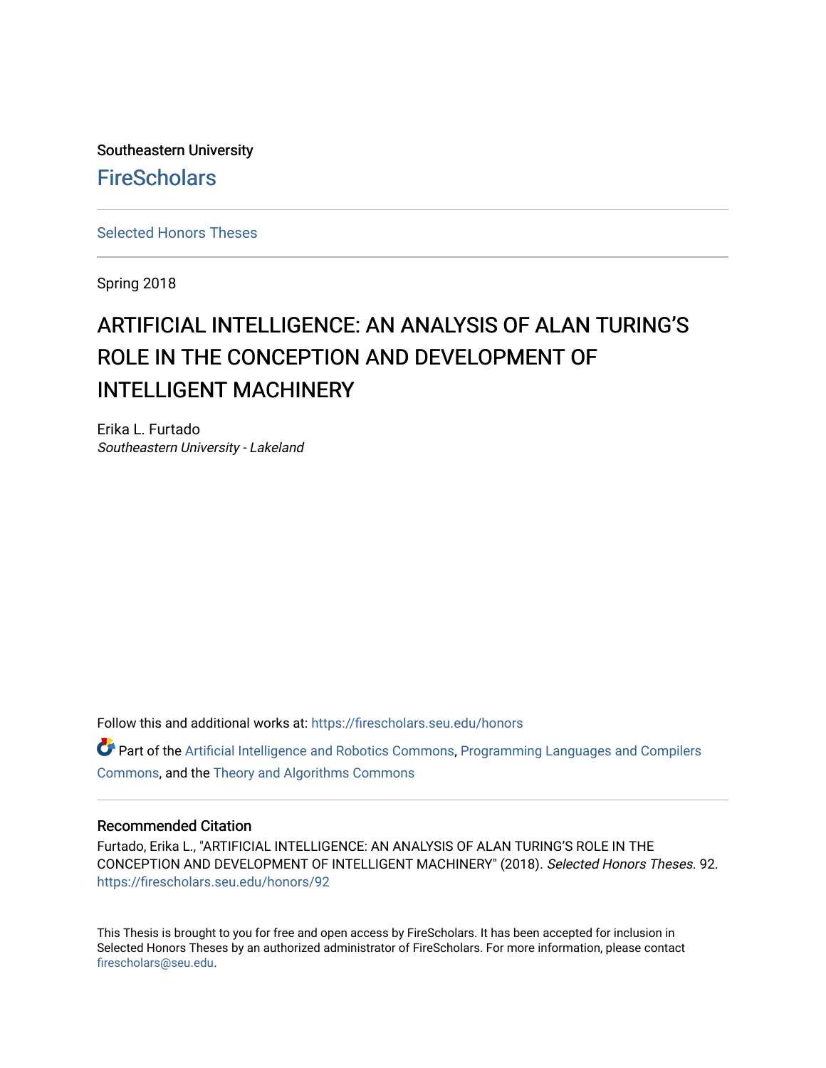Southeastern University

FireScholars

Selected Honors Theses

Spring 2018

# ARTIFICIAL INTELLIGENCE: AN ANALYSIS OF ALAN TURING'S ROLE IN THE CONCEPTION AND DEVELOPMENT OF INTELLIGENT MACHINERY

Erika L. Furtado
*Southeastern University - Lakeland*

Follow this and additional works at: https://firescholars.seu.edu/honors

Part of the Artificial Intelligence and Robotics Commons, Programming Languages and Compilers Commons, and the Theory and Algorithms Commons

## Recommended Citation

Furtado, Erika L., "ARTIFICIAL INTELLIGENCE: AN ANALYSIS OF ALAN TURING'S ROLE IN THE CONCEPTION AND DEVELOPMENT OF INTELLIGENT MACHINERY" (2018). *Selected Honors Theses*. 92.
https://firescholars.seu.edu/honors/92

This Thesis is brought to you for free and open access by FireScholars. It has been accepted for inclusion in Selected Honors Theses by an authorized administrator of FireScholars. For more information, please contact firescholars@seu.edu.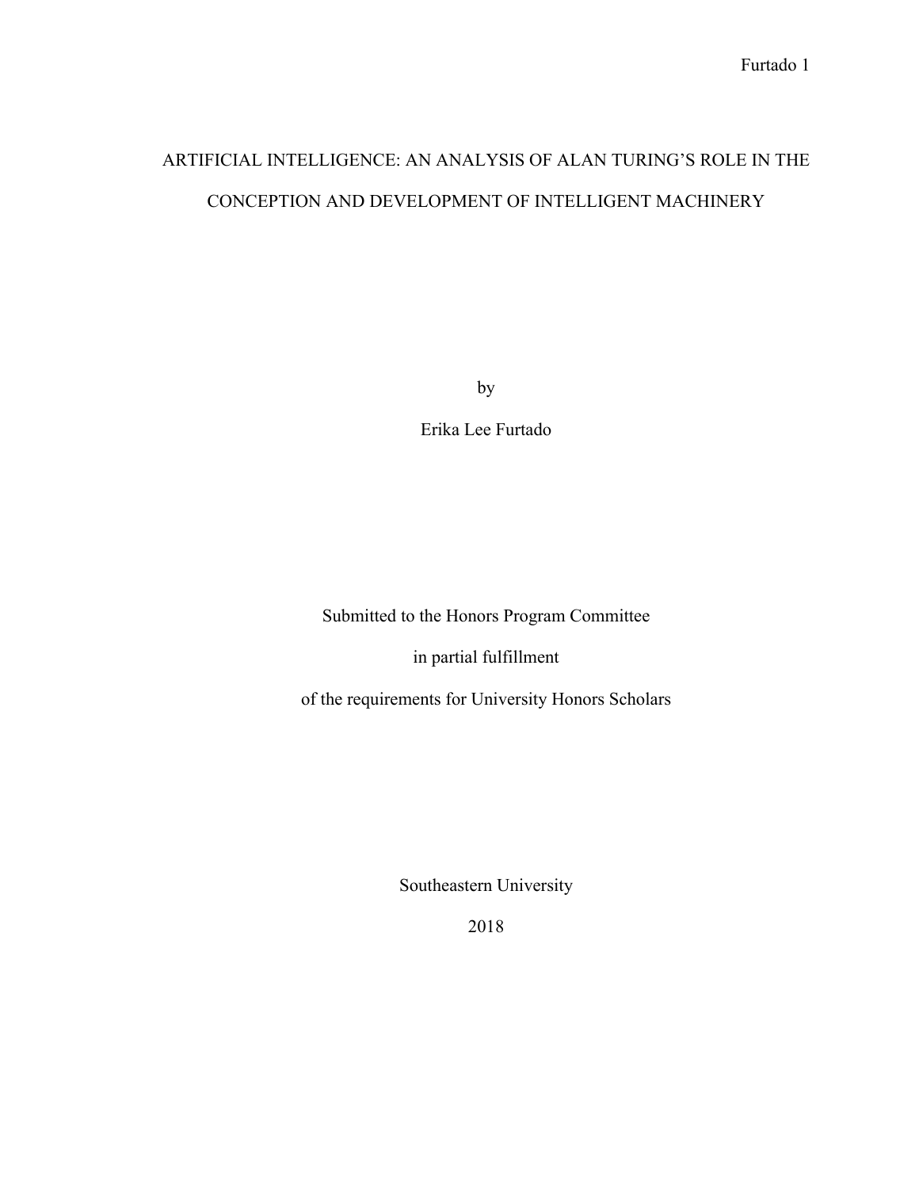# ARTIFICIAL INTELLIGENCE: AN ANALYSIS OF ALAN TURING'S ROLE IN THE CONCEPTION AND DEVELOPMENT OF INTELLIGENT MACHINERY

by

Erika Lee Furtado

Submitted to the Honors Program Committee

in partial fulfillment

of the requirements for University Honors Scholars

Southeastern University

2018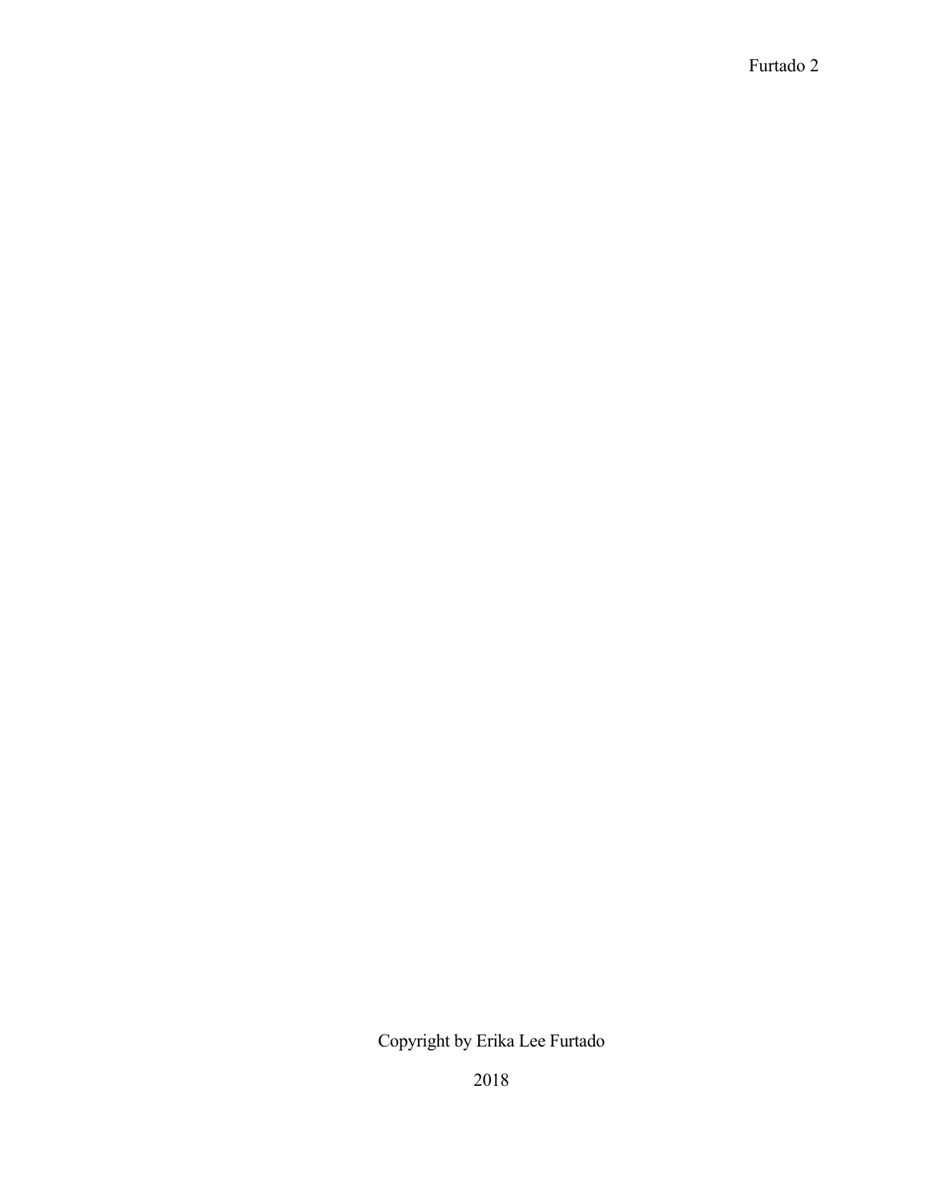Copyright by Erika Lee Furtado

2018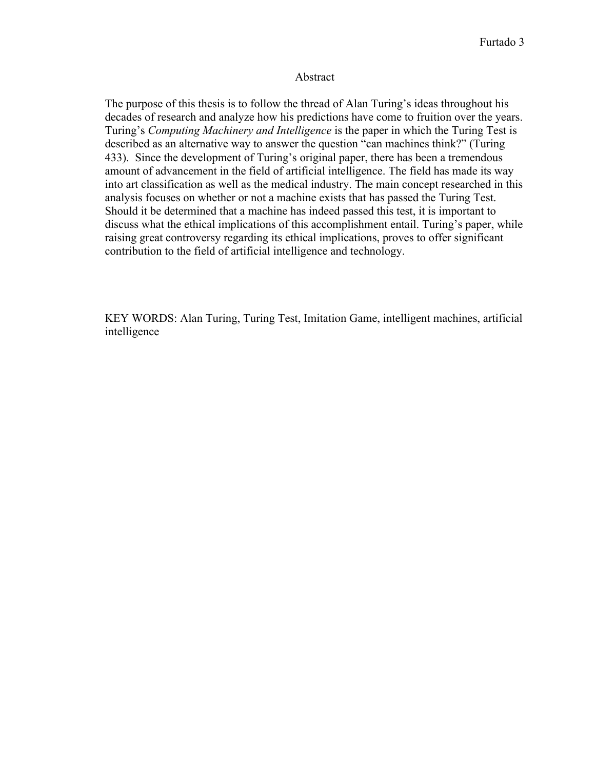## Abstract

The purpose of this thesis is to follow the thread of Alan Turing's ideas throughout his decades of research and analyze how his predictions have come to fruition over the years. Turing's *Computing Machinery and Intelligence* is the paper in which the Turing Test is described as an alternative way to answer the question "can machines think?" (Turing 433). Since the development of Turing's original paper, there has been a tremendous amount of advancement in the field of artificial intelligence. The field has made its way into art classification as well as the medical industry. The main concept researched in this analysis focuses on whether or not a machine exists that has passed the Turing Test. Should it be determined that a machine has indeed passed this test, it is important to discuss what the ethical implications of this accomplishment entail. Turing's paper, while raising great controversy regarding its ethical implications, proves to offer significant contribution to the field of artificial intelligence and technology.

KEY WORDS: Alan Turing, Turing Test, Imitation Game, intelligent machines, artificial intelligence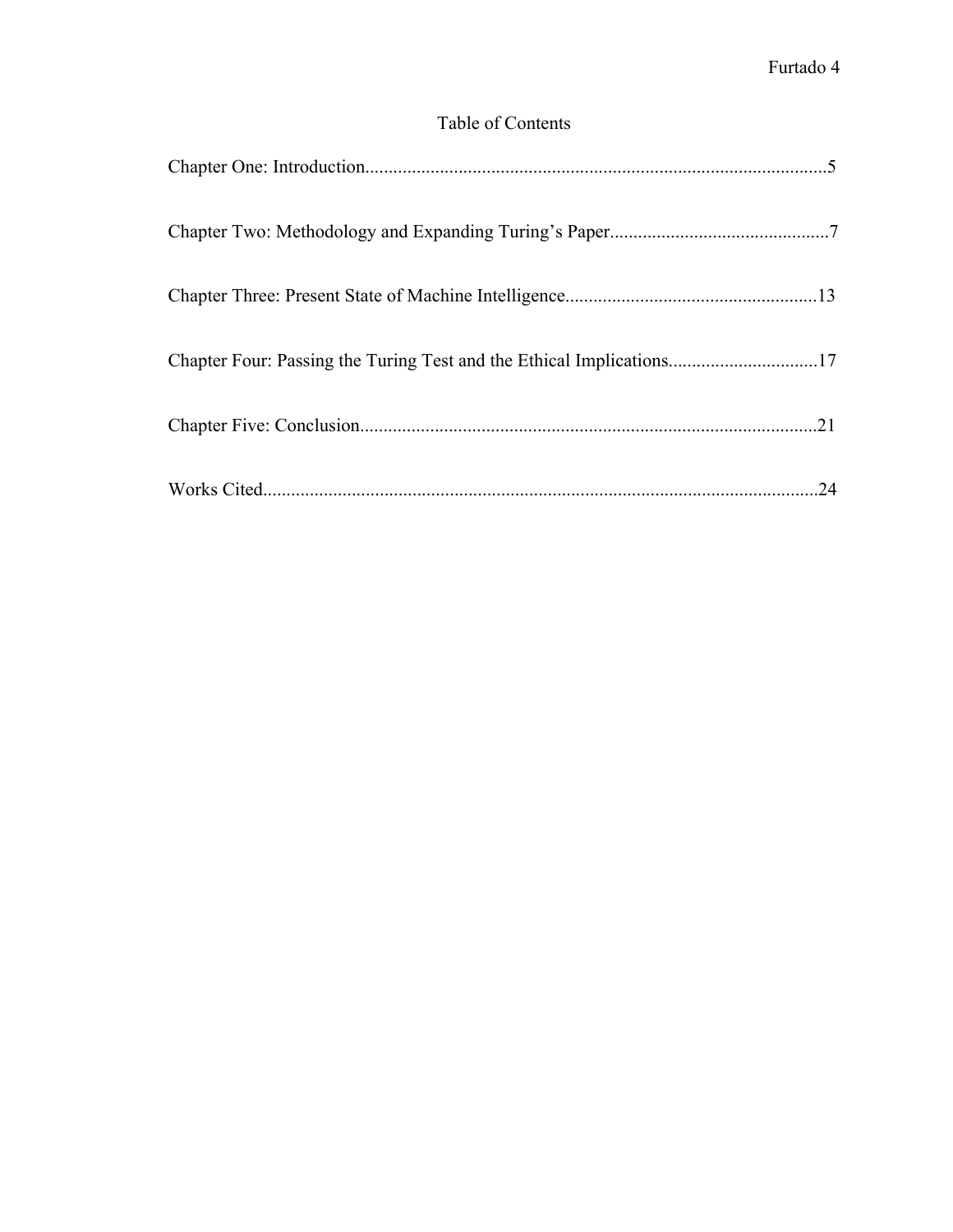## Table of Contents

Chapter One: Introduction....................................................................................................5

Chapter Two: Methodology and Expanding Turing's Paper...............................................7

Chapter Three: Present State of Machine Intelligence......................................................13

Chapter Four: Passing the Turing Test and the Ethical Implications................................17

Chapter Five: Conclusion..................................................................................................21

Works Cited.......................................................................................................................24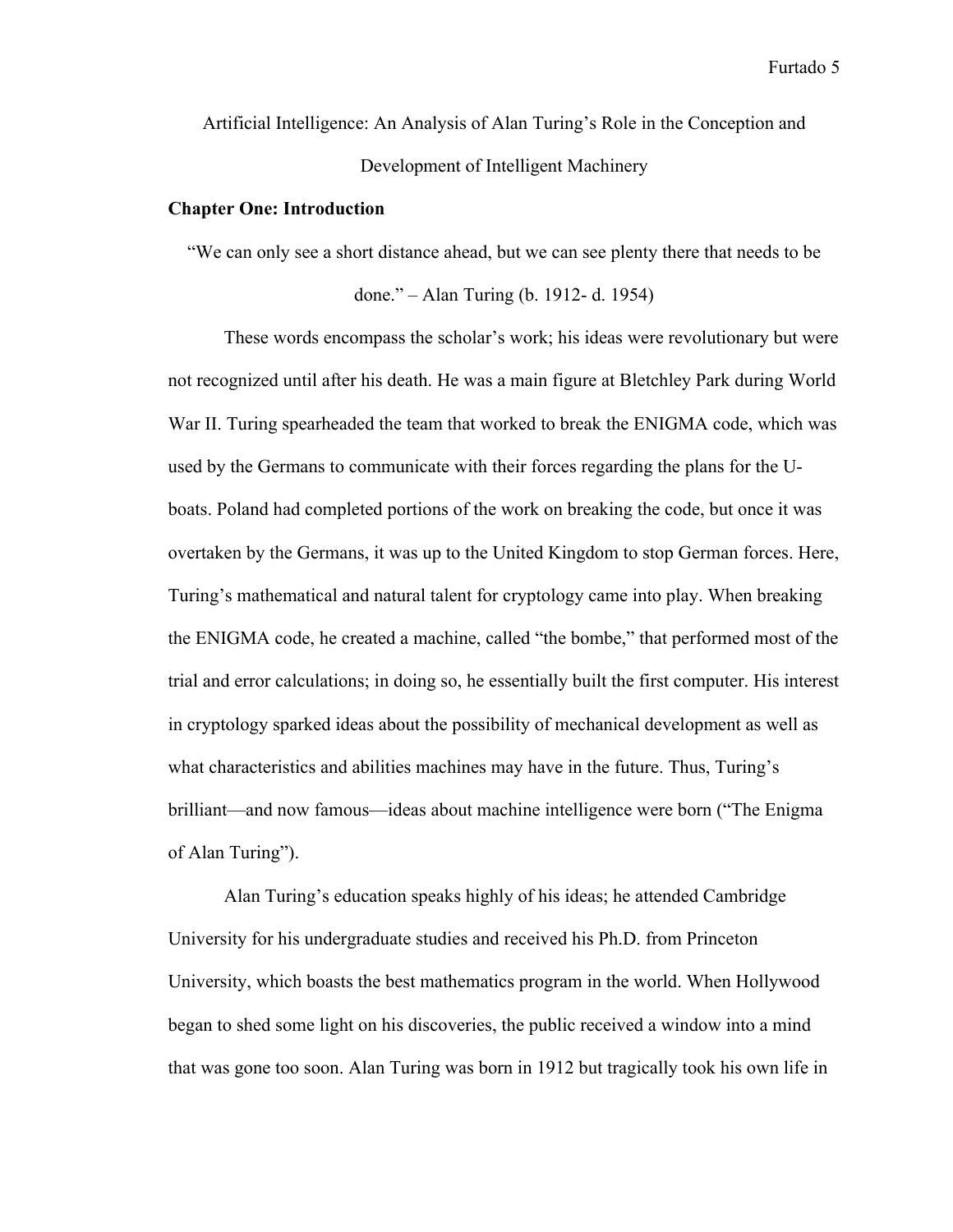Artificial Intelligence: An Analysis of Alan Turing's Role in the Conception and Development of Intelligent Machinery

## Chapter One: Introduction

"We can only see a short distance ahead, but we can see plenty there that needs to be done." – Alan Turing (b. 1912- d. 1954)

These words encompass the scholar's work; his ideas were revolutionary but were not recognized until after his death. He was a main figure at Bletchley Park during World War II. Turing spearheaded the team that worked to break the ENIGMA code, which was used by the Germans to communicate with their forces regarding the plans for the U-boats. Poland had completed portions of the work on breaking the code, but once it was overtaken by the Germans, it was up to the United Kingdom to stop German forces. Here, Turing's mathematical and natural talent for cryptology came into play. When breaking the ENIGMA code, he created a machine, called "the bombe," that performed most of the trial and error calculations; in doing so, he essentially built the first computer. His interest in cryptology sparked ideas about the possibility of mechanical development as well as what characteristics and abilities machines may have in the future. Thus, Turing's brilliant—and now famous—ideas about machine intelligence were born ("The Enigma of Alan Turing").

Alan Turing's education speaks highly of his ideas; he attended Cambridge University for his undergraduate studies and received his Ph.D. from Princeton University, which boasts the best mathematics program in the world. When Hollywood began to shed some light on his discoveries, the public received a window into a mind that was gone too soon. Alan Turing was born in 1912 but tragically took his own life in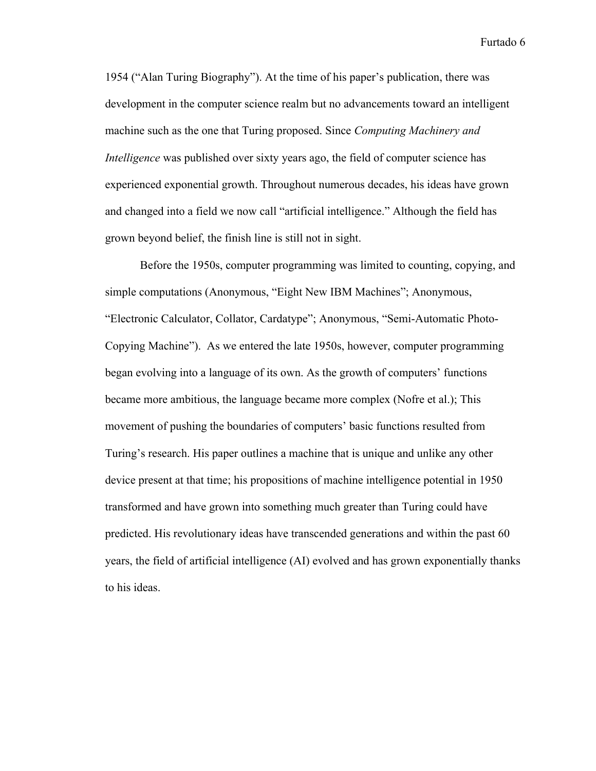1954 (“Alan Turing Biography”). At the time of his paper’s publication, there was development in the computer science realm but no advancements toward an intelligent machine such as the one that Turing proposed. Since *Computing Machinery and Intelligence* was published over sixty years ago, the field of computer science has experienced exponential growth. Throughout numerous decades, his ideas have grown and changed into a field we now call “artificial intelligence.” Although the field has grown beyond belief, the finish line is still not in sight.

Before the 1950s, computer programming was limited to counting, copying, and simple computations (Anonymous, “Eight New IBM Machines”; Anonymous, “Electronic Calculator, Collator, Cardatype”; Anonymous, “Semi-Automatic Photo-Copying Machine”). As we entered the late 1950s, however, computer programming began evolving into a language of its own. As the growth of computers’ functions became more ambitious, the language became more complex (Nofre et al.); This movement of pushing the boundaries of computers’ basic functions resulted from Turing’s research. His paper outlines a machine that is unique and unlike any other device present at that time; his propositions of machine intelligence potential in 1950 transformed and have grown into something much greater than Turing could have predicted. His revolutionary ideas have transcended generations and within the past 60 years, the field of artificial intelligence (AI) evolved and has grown exponentially thanks to his ideas.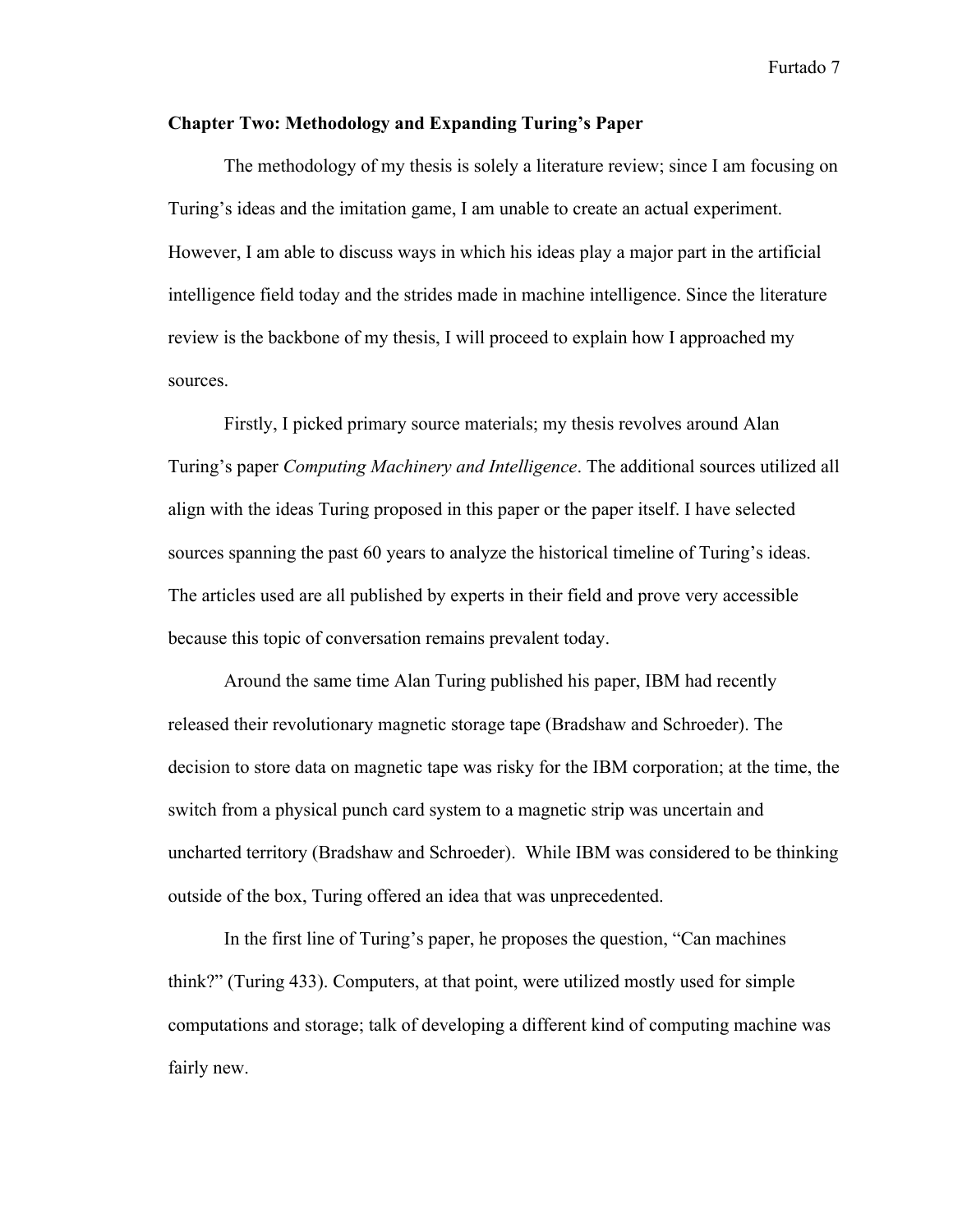## Chapter Two: Methodology and Expanding Turing's Paper

The methodology of my thesis is solely a literature review; since I am focusing on Turing's ideas and the imitation game, I am unable to create an actual experiment. However, I am able to discuss ways in which his ideas play a major part in the artificial intelligence field today and the strides made in machine intelligence. Since the literature review is the backbone of my thesis, I will proceed to explain how I approached my sources.

Firstly, I picked primary source materials; my thesis revolves around Alan Turing's paper *Computing Machinery and Intelligence*. The additional sources utilized all align with the ideas Turing proposed in this paper or the paper itself. I have selected sources spanning the past 60 years to analyze the historical timeline of Turing's ideas. The articles used are all published by experts in their field and prove very accessible because this topic of conversation remains prevalent today.

Around the same time Alan Turing published his paper, IBM had recently released their revolutionary magnetic storage tape (Bradshaw and Schroeder). The decision to store data on magnetic tape was risky for the IBM corporation; at the time, the switch from a physical punch card system to a magnetic strip was uncertain and uncharted territory (Bradshaw and Schroeder). While IBM was considered to be thinking outside of the box, Turing offered an idea that was unprecedented.

In the first line of Turing's paper, he proposes the question, "Can machines think?" (Turing 433). Computers, at that point, were utilized mostly used for simple computations and storage; talk of developing a different kind of computing machine was fairly new.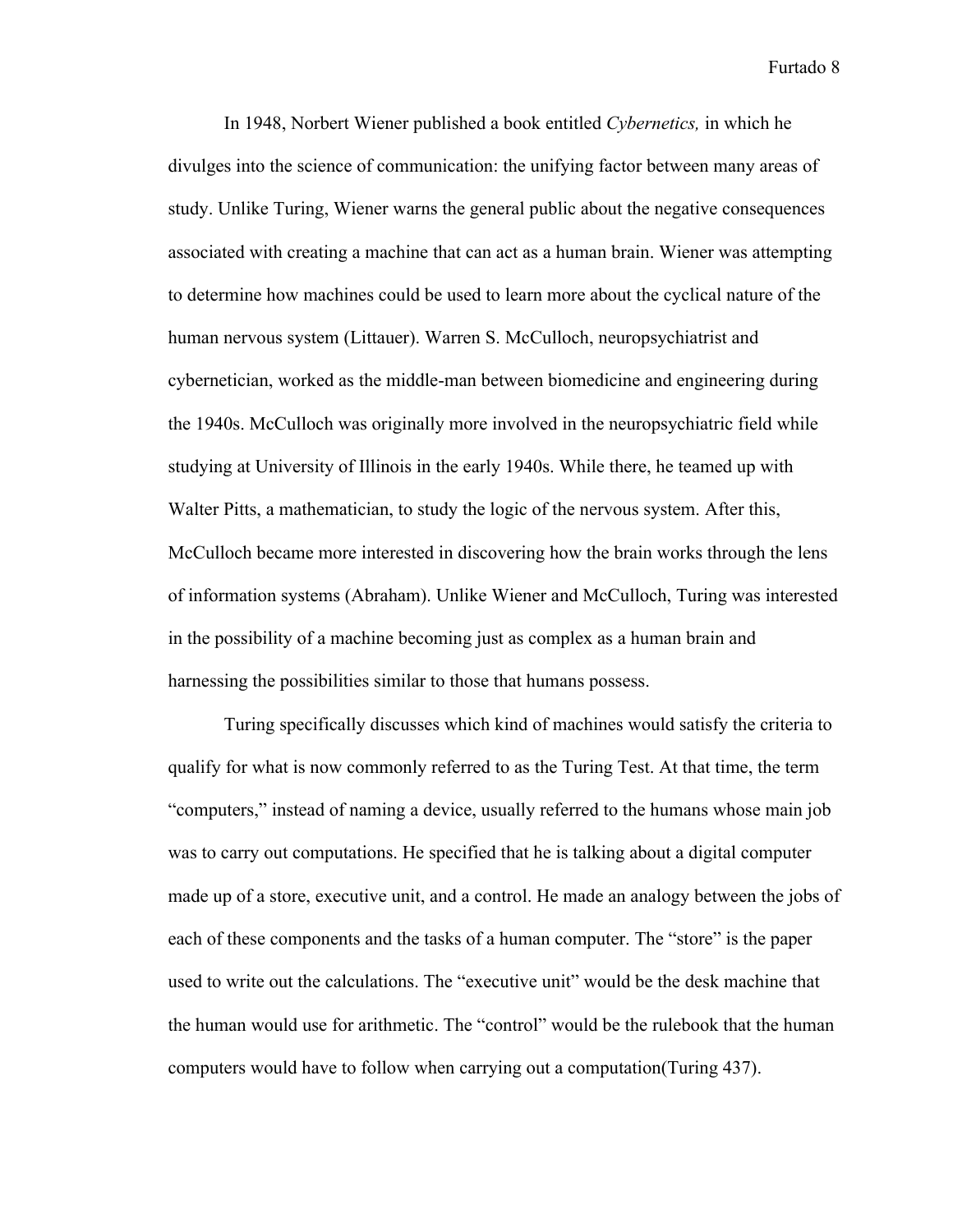In 1948, Norbert Wiener published a book entitled *Cybernetics,* in which he divulges into the science of communication: the unifying factor between many areas of study. Unlike Turing, Wiener warns the general public about the negative consequences associated with creating a machine that can act as a human brain. Wiener was attempting to determine how machines could be used to learn more about the cyclical nature of the human nervous system (Littauer). Warren S. McCulloch, neuropsychiatrist and cybernetician, worked as the middle-man between biomedicine and engineering during the 1940s. McCulloch was originally more involved in the neuropsychiatric field while studying at University of Illinois in the early 1940s. While there, he teamed up with Walter Pitts, a mathematician, to study the logic of the nervous system. After this, McCulloch became more interested in discovering how the brain works through the lens of information systems (Abraham). Unlike Wiener and McCulloch, Turing was interested in the possibility of a machine becoming just as complex as a human brain and harnessing the possibilities similar to those that humans possess.

Turing specifically discusses which kind of machines would satisfy the criteria to qualify for what is now commonly referred to as the Turing Test. At that time, the term "computers," instead of naming a device, usually referred to the humans whose main job was to carry out computations. He specified that he is talking about a digital computer made up of a store, executive unit, and a control. He made an analogy between the jobs of each of these components and the tasks of a human computer. The "store" is the paper used to write out the calculations. The "executive unit" would be the desk machine that the human would use for arithmetic. The "control" would be the rulebook that the human computers would have to follow when carrying out a computation(Turing 437).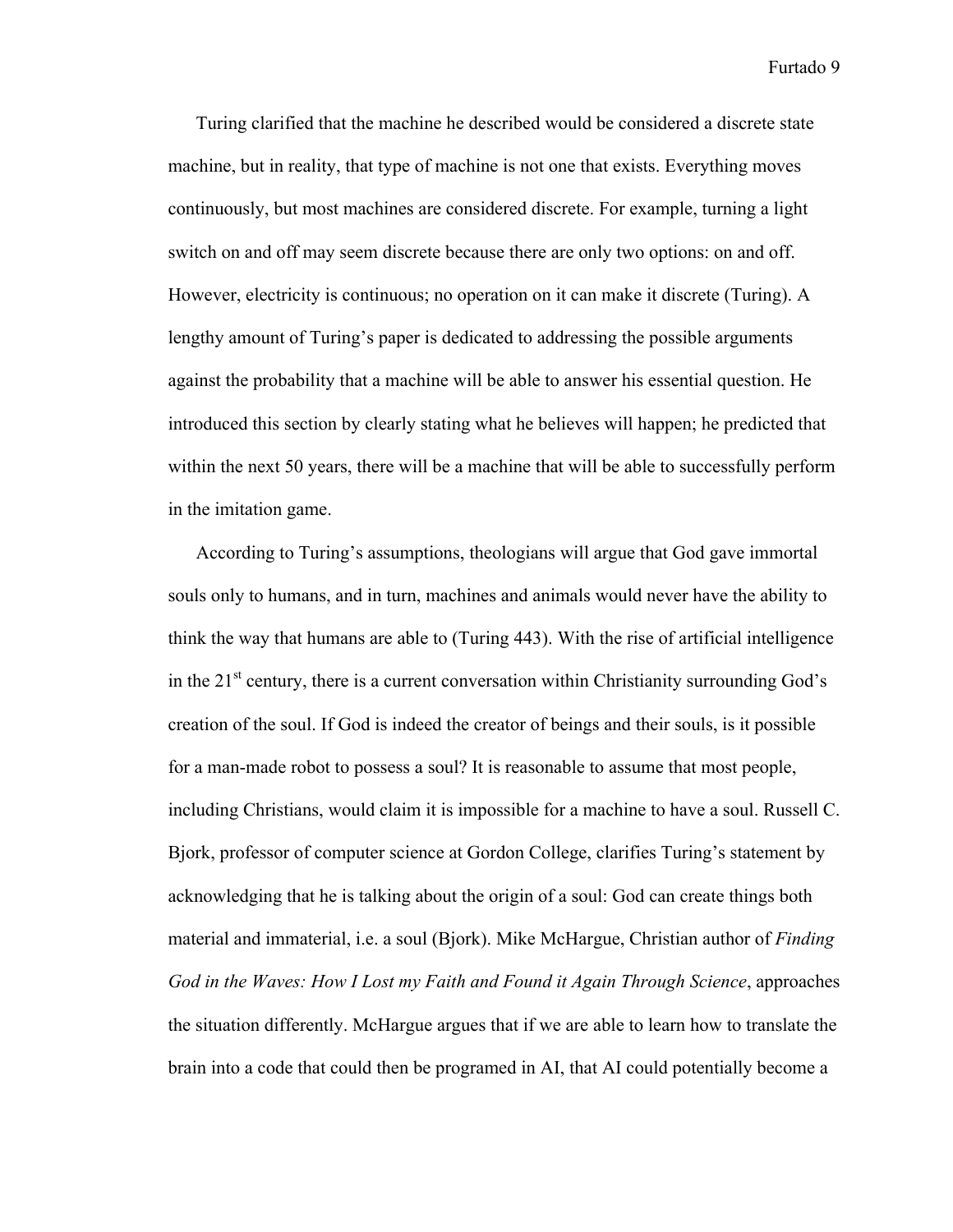Turing clarified that the machine he described would be considered a discrete state machine, but in reality, that type of machine is not one that exists. Everything moves continuously, but most machines are considered discrete. For example, turning a light switch on and off may seem discrete because there are only two options: on and off. However, electricity is continuous; no operation on it can make it discrete (Turing). A lengthy amount of Turing's paper is dedicated to addressing the possible arguments against the probability that a machine will be able to answer his essential question. He introduced this section by clearly stating what he believes will happen; he predicted that within the next 50 years, there will be a machine that will be able to successfully perform in the imitation game.

According to Turing's assumptions, theologians will argue that God gave immortal souls only to humans, and in turn, machines and animals would never have the ability to think the way that humans are able to (Turing 443). With the rise of artificial intelligence in the 21st century, there is a current conversation within Christianity surrounding God's creation of the soul. If God is indeed the creator of beings and their souls, is it possible for a man-made robot to possess a soul? It is reasonable to assume that most people, including Christians, would claim it is impossible for a machine to have a soul. Russell C. Bjork, professor of computer science at Gordon College, clarifies Turing's statement by acknowledging that he is talking about the origin of a soul: God can create things both material and immaterial, i.e. a soul (Bjork). Mike McHargue, Christian author of *Finding God in the Waves: How I Lost my Faith and Found it Again Through Science*, approaches the situation differently. McHargue argues that if we are able to learn how to translate the brain into a code that could then be programed in AI, that AI could potentially become a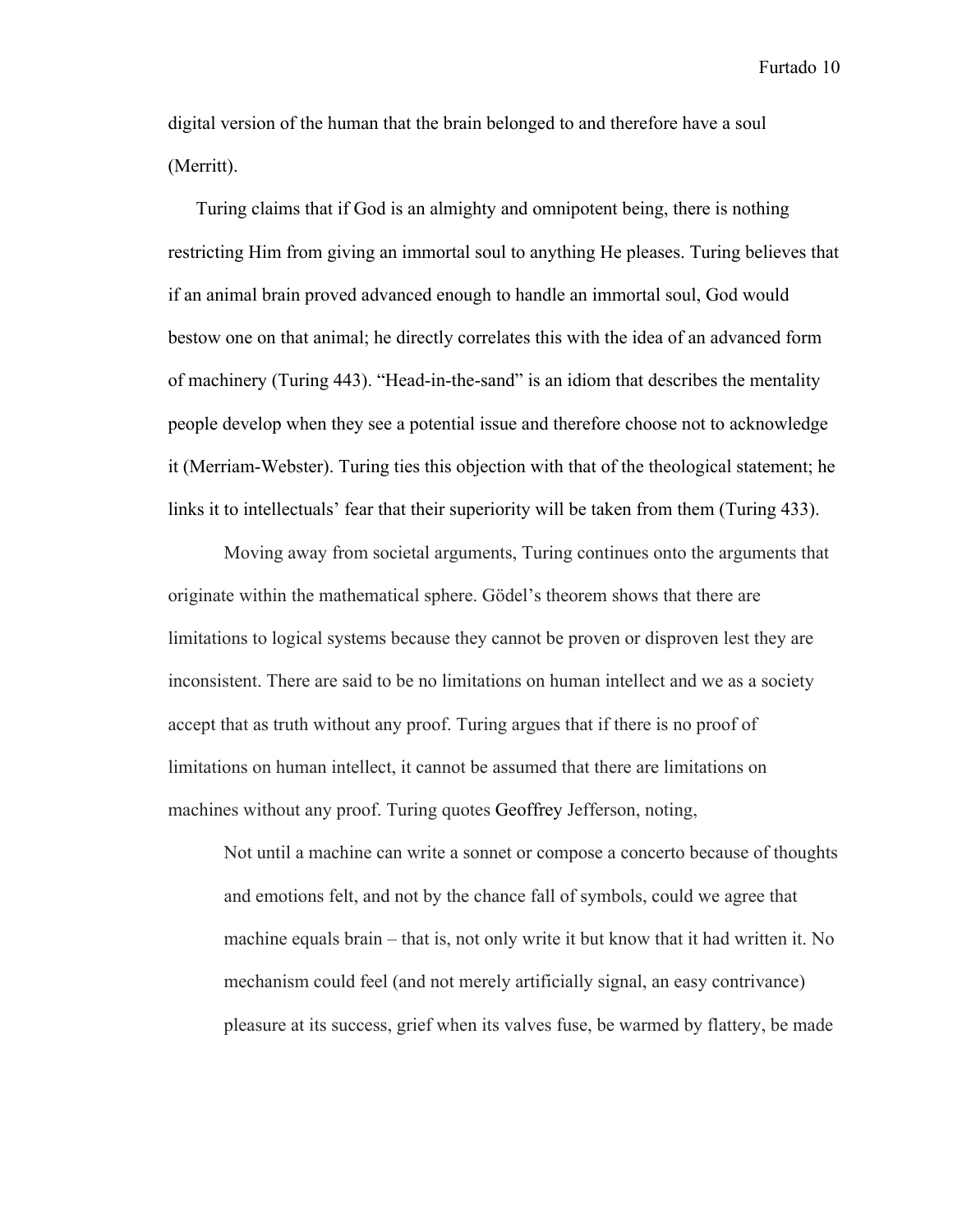digital version of the human that the brain belonged to and therefore have a soul (Merritt).

Turing claims that if God is an almighty and omnipotent being, there is nothing restricting Him from giving an immortal soul to anything He pleases. Turing believes that if an animal brain proved advanced enough to handle an immortal soul, God would bestow one on that animal; he directly correlates this with the idea of an advanced form of machinery (Turing 443). “Head-in-the-sand” is an idiom that describes the mentality people develop when they see a potential issue and therefore choose not to acknowledge it (Merriam-Webster). Turing ties this objection with that of the theological statement; he links it to intellectuals’ fear that their superiority will be taken from them (Turing 433).

Moving away from societal arguments, Turing continues onto the arguments that originate within the mathematical sphere. Gödel’s theorem shows that there are limitations to logical systems because they cannot be proven or disproven lest they are inconsistent. There are said to be no limitations on human intellect and we as a society accept that as truth without any proof. Turing argues that if there is no proof of limitations on human intellect, it cannot be assumed that there are limitations on machines without any proof. Turing quotes Geoffrey Jefferson, noting,

> Not until a machine can write a sonnet or compose a concerto because of thoughts and emotions felt, and not by the chance fall of symbols, could we agree that machine equals brain – that is, not only write it but know that it had written it. No mechanism could feel (and not merely artificially signal, an easy contrivance) pleasure at its success, grief when its valves fuse, be warmed by flattery, be made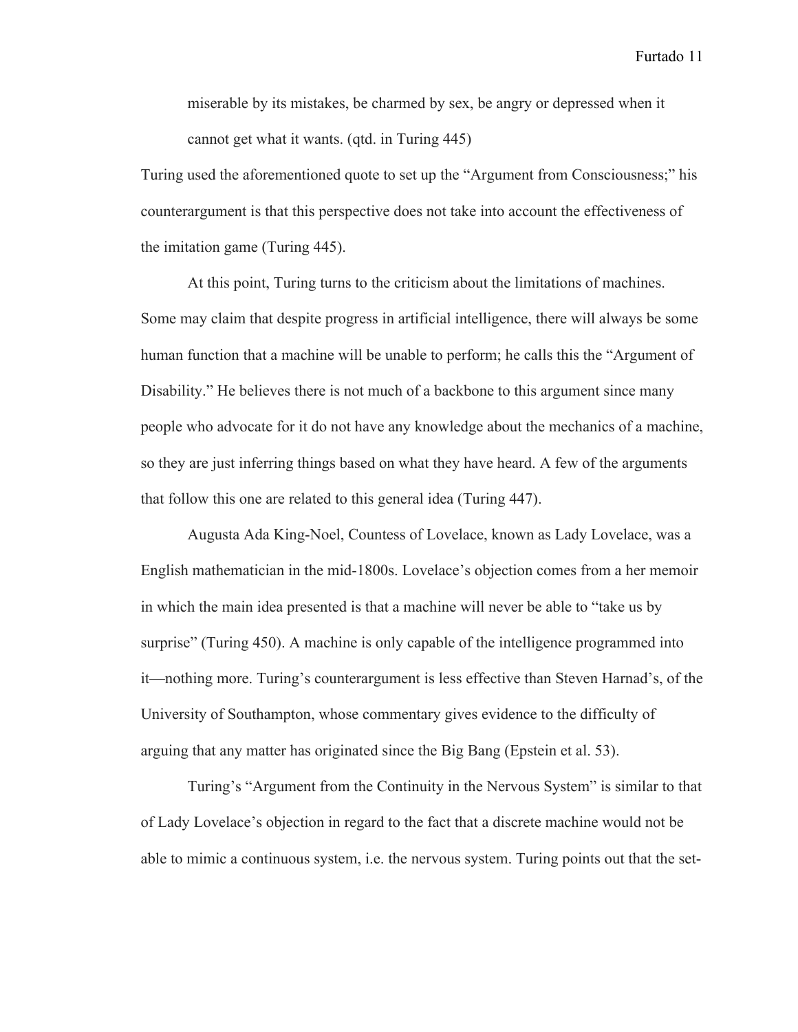> miserable by its mistakes, be charmed by sex, be angry or depressed when it cannot get what it wants. (qtd. in Turing 445)

Turing used the aforementioned quote to set up the "Argument from Consciousness;" his counterargument is that this perspective does not take into account the effectiveness of the imitation game (Turing 445).

At this point, Turing turns to the criticism about the limitations of machines. Some may claim that despite progress in artificial intelligence, there will always be some human function that a machine will be unable to perform; he calls this the "Argument of Disability." He believes there is not much of a backbone to this argument since many people who advocate for it do not have any knowledge about the mechanics of a machine, so they are just inferring things based on what they have heard. A few of the arguments that follow this one are related to this general idea (Turing 447).

Augusta Ada King-Noel, Countess of Lovelace, known as Lady Lovelace, was a English mathematician in the mid-1800s. Lovelace's objection comes from a her memoir in which the main idea presented is that a machine will never be able to "take us by surprise" (Turing 450). A machine is only capable of the intelligence programmed into it—nothing more. Turing's counterargument is less effective than Steven Harnad's, of the University of Southampton, whose commentary gives evidence to the difficulty of arguing that any matter has originated since the Big Bang (Epstein et al. 53).

Turing's "Argument from the Continuity in the Nervous System" is similar to that of Lady Lovelace's objection in regard to the fact that a discrete machine would not be able to mimic a continuous system, i.e. the nervous system. Turing points out that the set-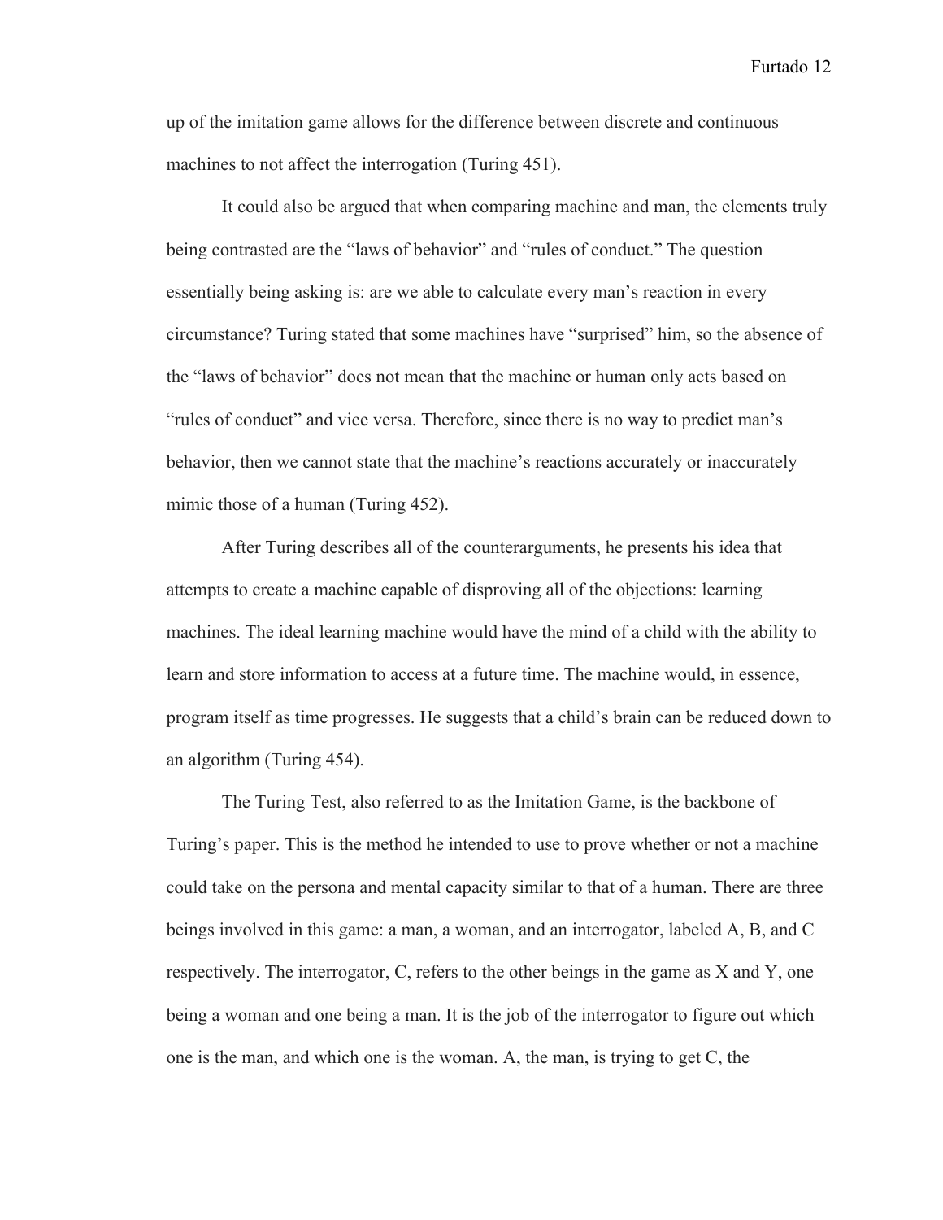up of the imitation game allows for the difference between discrete and continuous machines to not affect the interrogation (Turing 451).

It could also be argued that when comparing machine and man, the elements truly being contrasted are the “laws of behavior” and “rules of conduct.” The question essentially being asking is: are we able to calculate every man’s reaction in every circumstance? Turing stated that some machines have “surprised” him, so the absence of the “laws of behavior” does not mean that the machine or human only acts based on “rules of conduct” and vice versa. Therefore, since there is no way to predict man’s behavior, then we cannot state that the machine’s reactions accurately or inaccurately mimic those of a human (Turing 452).

After Turing describes all of the counterarguments, he presents his idea that attempts to create a machine capable of disproving all of the objections: learning machines. The ideal learning machine would have the mind of a child with the ability to learn and store information to access at a future time. The machine would, in essence, program itself as time progresses. He suggests that a child’s brain can be reduced down to an algorithm (Turing 454).

The Turing Test, also referred to as the Imitation Game, is the backbone of Turing’s paper. This is the method he intended to use to prove whether or not a machine could take on the persona and mental capacity similar to that of a human. There are three beings involved in this game: a man, a woman, and an interrogator, labeled A, B, and C respectively. The interrogator, C, refers to the other beings in the game as X and Y, one being a woman and one being a man. It is the job of the interrogator to figure out which one is the man, and which one is the woman. A, the man, is trying to get C, the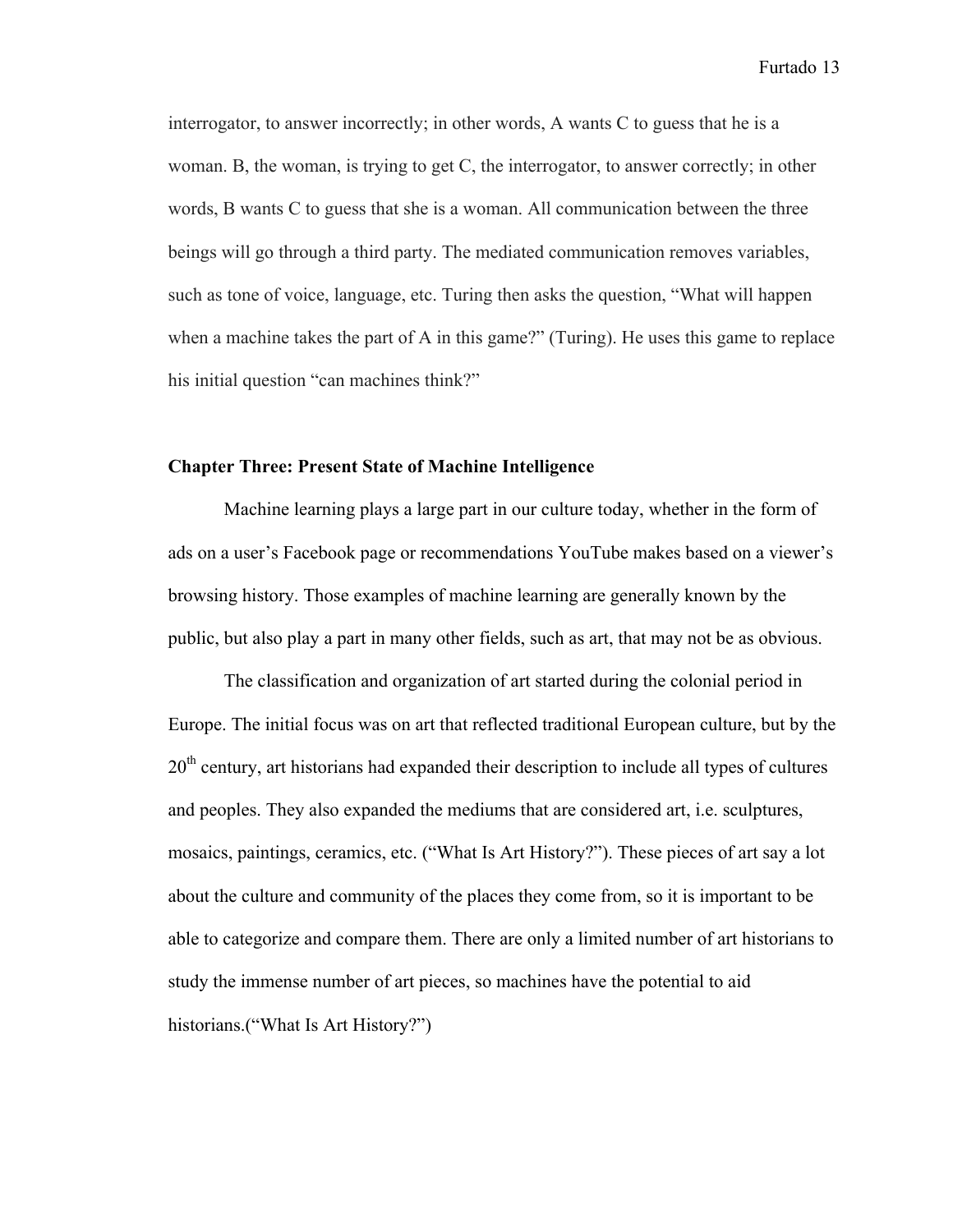interrogator, to answer incorrectly; in other words, A wants C to guess that he is a woman. B, the woman, is trying to get C, the interrogator, to answer correctly; in other words, B wants C to guess that she is a woman. All communication between the three beings will go through a third party. The mediated communication removes variables, such as tone of voice, language, etc. Turing then asks the question, "What will happen when a machine takes the part of A in this game?" (Turing). He uses this game to replace his initial question "can machines think?"

## Chapter Three: Present State of Machine Intelligence

Machine learning plays a large part in our culture today, whether in the form of ads on a user's Facebook page or recommendations YouTube makes based on a viewer's browsing history. Those examples of machine learning are generally known by the public, but also play a part in many other fields, such as art, that may not be as obvious.

The classification and organization of art started during the colonial period in Europe. The initial focus was on art that reflected traditional European culture, but by the 20th century, art historians had expanded their description to include all types of cultures and peoples. They also expanded the mediums that are considered art, i.e. sculptures, mosaics, paintings, ceramics, etc. ("What Is Art History?"). These pieces of art say a lot about the culture and community of the places they come from, so it is important to be able to categorize and compare them. There are only a limited number of art historians to study the immense number of art pieces, so machines have the potential to aid historians.("What Is Art History?")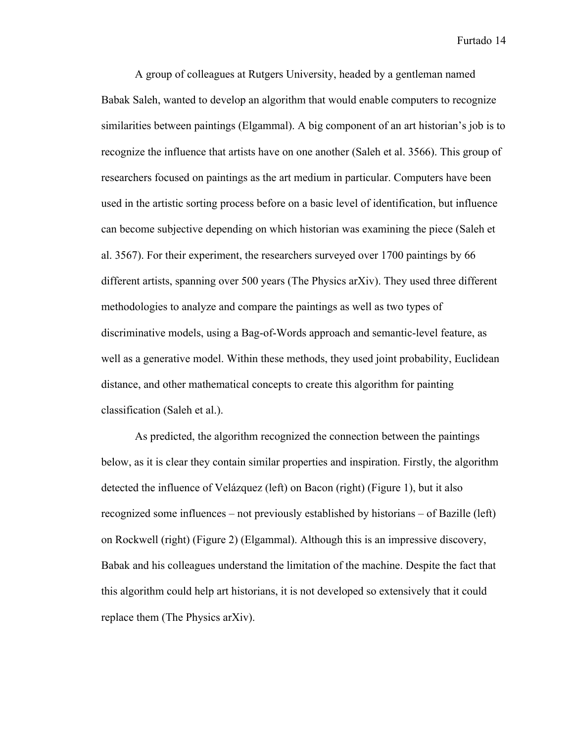A group of colleagues at Rutgers University, headed by a gentleman named Babak Saleh, wanted to develop an algorithm that would enable computers to recognize similarities between paintings (Elgammal). A big component of an art historian's job is to recognize the influence that artists have on one another (Saleh et al. 3566). This group of researchers focused on paintings as the art medium in particular. Computers have been used in the artistic sorting process before on a basic level of identification, but influence can become subjective depending on which historian was examining the piece (Saleh et al. 3567). For their experiment, the researchers surveyed over 1700 paintings by 66 different artists, spanning over 500 years (The Physics arXiv). They used three different methodologies to analyze and compare the paintings as well as two types of discriminative models, using a Bag-of-Words approach and semantic-level feature, as well as a generative model. Within these methods, they used joint probability, Euclidean distance, and other mathematical concepts to create this algorithm for painting classification (Saleh et al.).

As predicted, the algorithm recognized the connection between the paintings below, as it is clear they contain similar properties and inspiration. Firstly, the algorithm detected the influence of Velázquez (left) on Bacon (right) (Figure 1), but it also recognized some influences – not previously established by historians – of Bazille (left) on Rockwell (right) (Figure 2) (Elgammal). Although this is an impressive discovery, Babak and his colleagues understand the limitation of the machine. Despite the fact that this algorithm could help art historians, it is not developed so extensively that it could replace them (The Physics arXiv).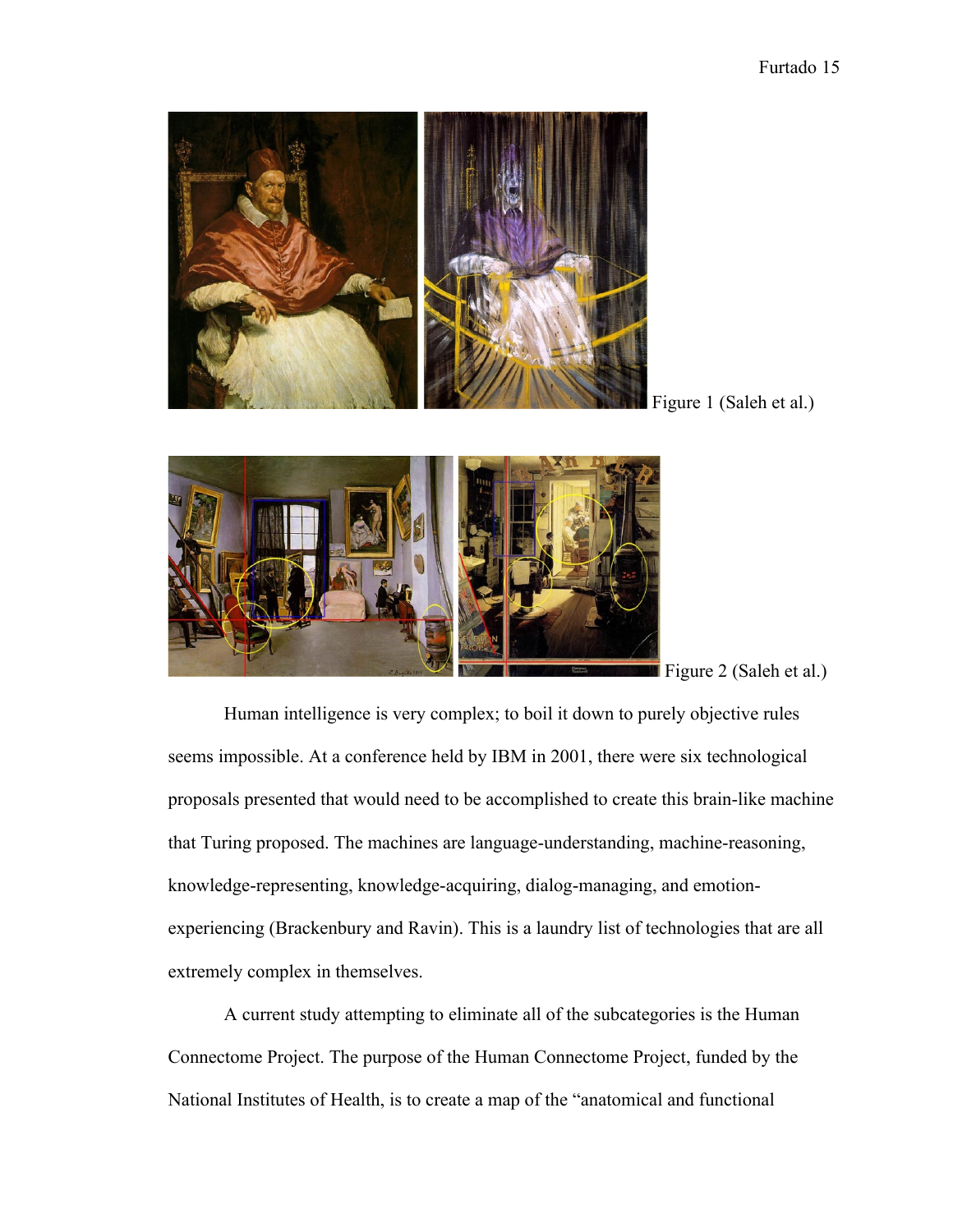Figure 1 (Saleh et al.)

Figure 2 (Saleh et al.)

Human intelligence is very complex; to boil it down to purely objective rules seems impossible. At a conference held by IBM in 2001, there were six technological proposals presented that would need to be accomplished to create this brain-like machine that Turing proposed. The machines are language-understanding, machine-reasoning, knowledge-representing, knowledge-acquiring, dialog-managing, and emotion-experiencing (Brackenbury and Ravin). This is a laundry list of technologies that are all extremely complex in themselves.

A current study attempting to eliminate all of the subcategories is the Human Connectome Project. The purpose of the Human Connectome Project, funded by the National Institutes of Health, is to create a map of the "anatomical and functional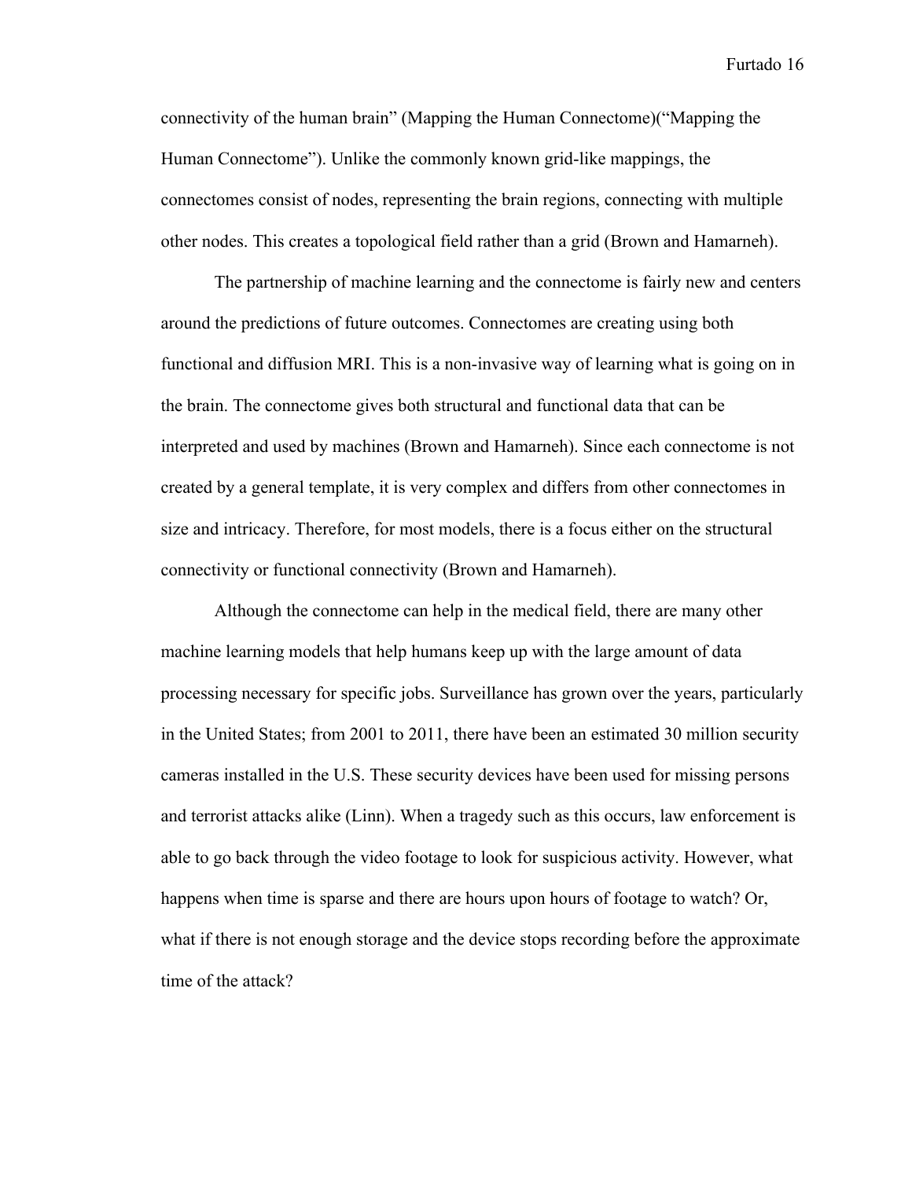connectivity of the human brain" (Mapping the Human Connectome)("Mapping the Human Connectome"). Unlike the commonly known grid-like mappings, the connectomes consist of nodes, representing the brain regions, connecting with multiple other nodes. This creates a topological field rather than a grid (Brown and Hamarneh).

The partnership of machine learning and the connectome is fairly new and centers around the predictions of future outcomes. Connectomes are creating using both functional and diffusion MRI. This is a non-invasive way of learning what is going on in the brain. The connectome gives both structural and functional data that can be interpreted and used by machines (Brown and Hamarneh). Since each connectome is not created by a general template, it is very complex and differs from other connectomes in size and intricacy. Therefore, for most models, there is a focus either on the structural connectivity or functional connectivity (Brown and Hamarneh).

Although the connectome can help in the medical field, there are many other machine learning models that help humans keep up with the large amount of data processing necessary for specific jobs. Surveillance has grown over the years, particularly in the United States; from 2001 to 2011, there have been an estimated 30 million security cameras installed in the U.S. These security devices have been used for missing persons and terrorist attacks alike (Linn). When a tragedy such as this occurs, law enforcement is able to go back through the video footage to look for suspicious activity. However, what happens when time is sparse and there are hours upon hours of footage to watch? Or, what if there is not enough storage and the device stops recording before the approximate time of the attack?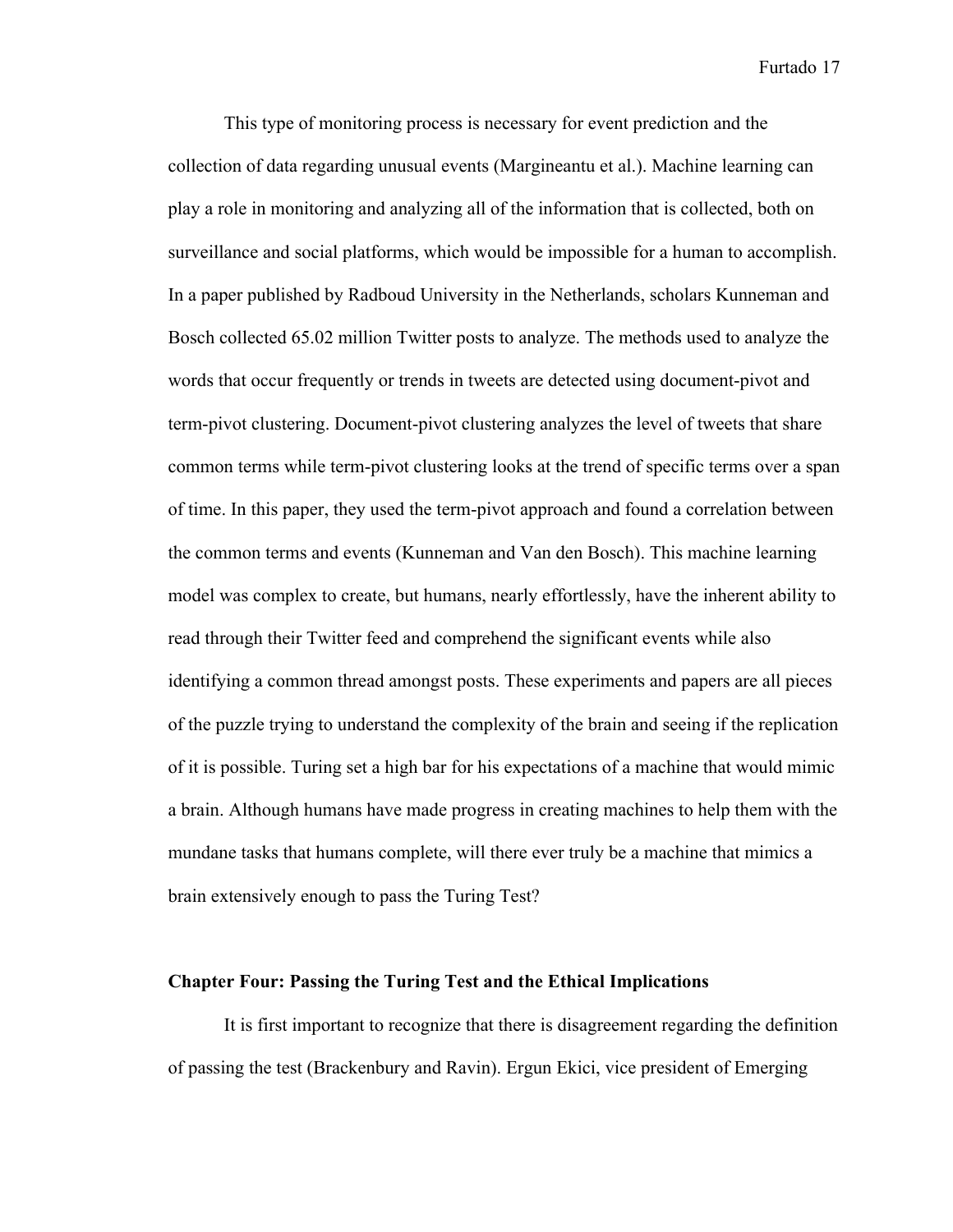This type of monitoring process is necessary for event prediction and the collection of data regarding unusual events (Margineantu et al.). Machine learning can play a role in monitoring and analyzing all of the information that is collected, both on surveillance and social platforms, which would be impossible for a human to accomplish. In a paper published by Radboud University in the Netherlands, scholars Kunneman and Bosch collected 65.02 million Twitter posts to analyze. The methods used to analyze the words that occur frequently or trends in tweets are detected using document-pivot and term-pivot clustering. Document-pivot clustering analyzes the level of tweets that share common terms while term-pivot clustering looks at the trend of specific terms over a span of time. In this paper, they used the term-pivot approach and found a correlation between the common terms and events (Kunneman and Van den Bosch). This machine learning model was complex to create, but humans, nearly effortlessly, have the inherent ability to read through their Twitter feed and comprehend the significant events while also identifying a common thread amongst posts. These experiments and papers are all pieces of the puzzle trying to understand the complexity of the brain and seeing if the replication of it is possible. Turing set a high bar for his expectations of a machine that would mimic a brain. Although humans have made progress in creating machines to help them with the mundane tasks that humans complete, will there ever truly be a machine that mimics a brain extensively enough to pass the Turing Test?

## Chapter Four: Passing the Turing Test and the Ethical Implications

It is first important to recognize that there is disagreement regarding the definition of passing the test (Brackenbury and Ravin). Ergun Ekici, vice president of Emerging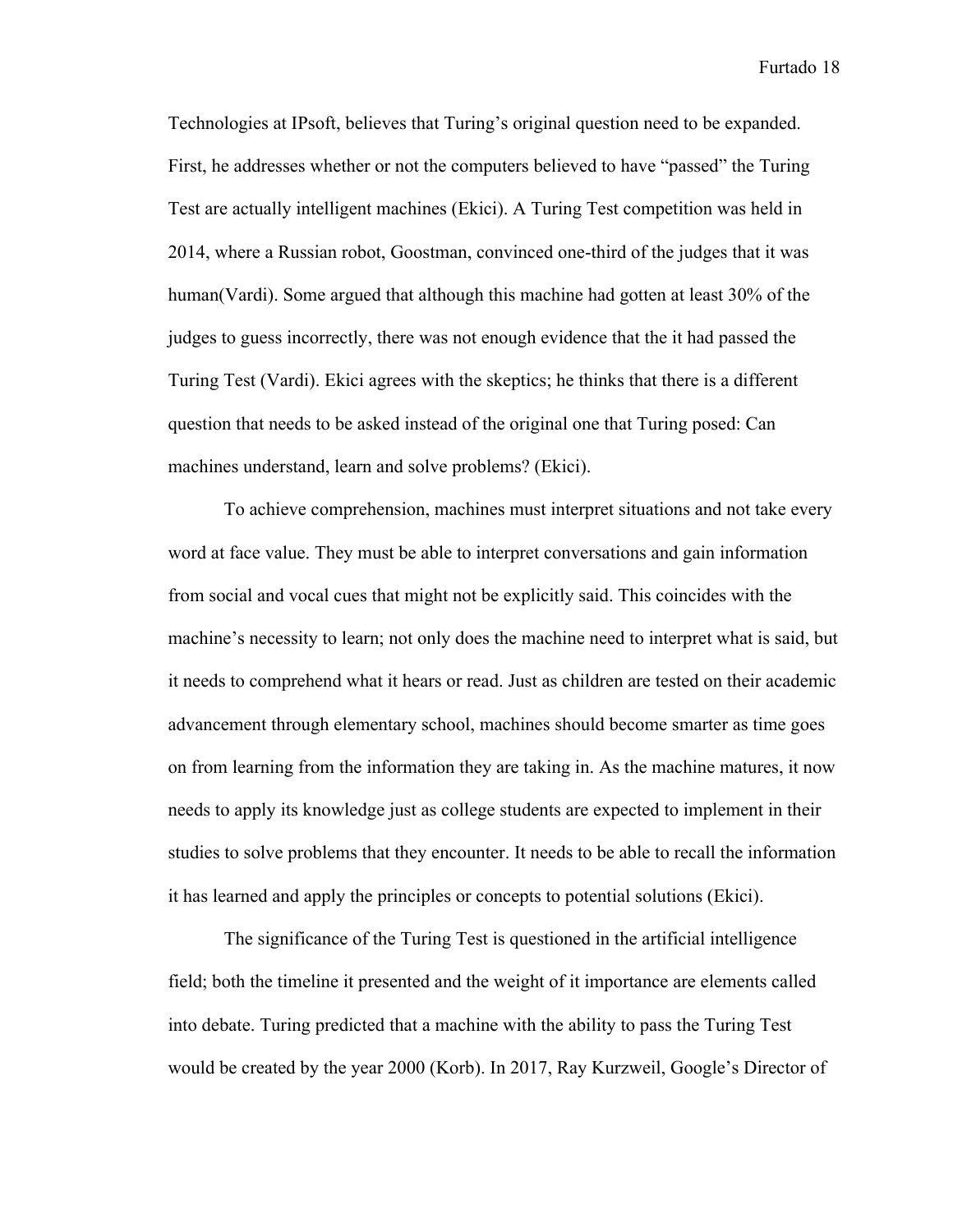Technologies at IPsoft, believes that Turing's original question need to be expanded. First, he addresses whether or not the computers believed to have "passed" the Turing Test are actually intelligent machines (Ekici). A Turing Test competition was held in 2014, where a Russian robot, Goostman, convinced one-third of the judges that it was human(Vardi). Some argued that although this machine had gotten at least 30% of the judges to guess incorrectly, there was not enough evidence that the it had passed the Turing Test (Vardi). Ekici agrees with the skeptics; he thinks that there is a different question that needs to be asked instead of the original one that Turing posed: Can machines understand, learn and solve problems? (Ekici).

To achieve comprehension, machines must interpret situations and not take every word at face value. They must be able to interpret conversations and gain information from social and vocal cues that might not be explicitly said. This coincides with the machine's necessity to learn; not only does the machine need to interpret what is said, but it needs to comprehend what it hears or read. Just as children are tested on their academic advancement through elementary school, machines should become smarter as time goes on from learning from the information they are taking in. As the machine matures, it now needs to apply its knowledge just as college students are expected to implement in their studies to solve problems that they encounter. It needs to be able to recall the information it has learned and apply the principles or concepts to potential solutions (Ekici).

The significance of the Turing Test is questioned in the artificial intelligence field; both the timeline it presented and the weight of it importance are elements called into debate. Turing predicted that a machine with the ability to pass the Turing Test would be created by the year 2000 (Korb). In 2017, Ray Kurzweil, Google's Director of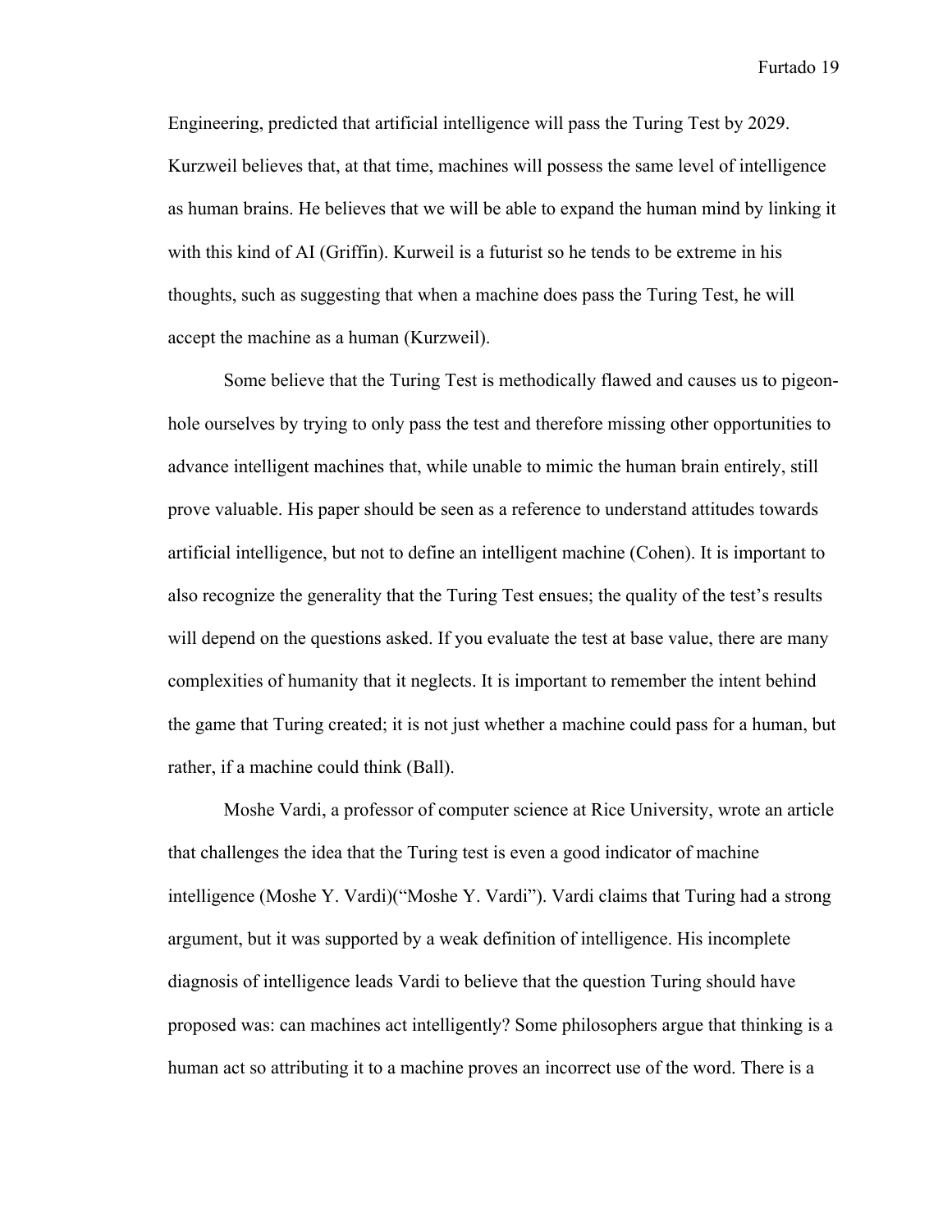Engineering, predicted that artificial intelligence will pass the Turing Test by 2029. Kurzweil believes that, at that time, machines will possess the same level of intelligence as human brains. He believes that we will be able to expand the human mind by linking it with this kind of AI (Griffin). Kurweil is a futurist so he tends to be extreme in his thoughts, such as suggesting that when a machine does pass the Turing Test, he will accept the machine as a human (Kurzweil).

Some believe that the Turing Test is methodically flawed and causes us to pigeon-hole ourselves by trying to only pass the test and therefore missing other opportunities to advance intelligent machines that, while unable to mimic the human brain entirely, still prove valuable. His paper should be seen as a reference to understand attitudes towards artificial intelligence, but not to define an intelligent machine (Cohen). It is important to also recognize the generality that the Turing Test ensues; the quality of the test's results will depend on the questions asked. If you evaluate the test at base value, there are many complexities of humanity that it neglects. It is important to remember the intent behind the game that Turing created; it is not just whether a machine could pass for a human, but rather, if a machine could think (Ball).

Moshe Vardi, a professor of computer science at Rice University, wrote an article that challenges the idea that the Turing test is even a good indicator of machine intelligence (Moshe Y. Vardi)("Moshe Y. Vardi"). Vardi claims that Turing had a strong argument, but it was supported by a weak definition of intelligence. His incomplete diagnosis of intelligence leads Vardi to believe that the question Turing should have proposed was: can machines act intelligently? Some philosophers argue that thinking is a human act so attributing it to a machine proves an incorrect use of the word. There is a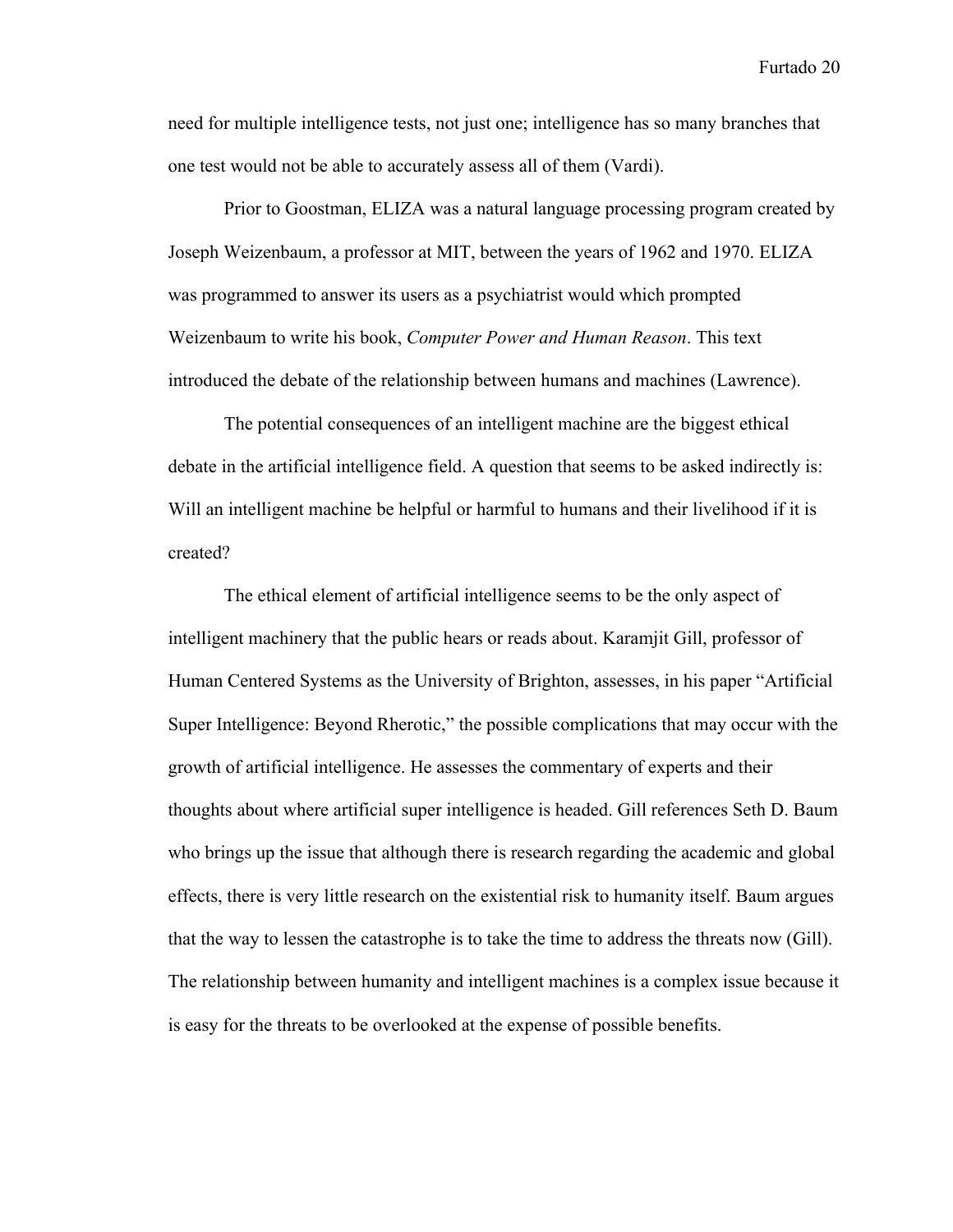need for multiple intelligence tests, not just one; intelligence has so many branches that one test would not be able to accurately assess all of them (Vardi).

Prior to Goostman, ELIZA was a natural language processing program created by Joseph Weizenbaum, a professor at MIT, between the years of 1962 and 1970. ELIZA was programmed to answer its users as a psychiatrist would which prompted Weizenbaum to write his book, *Computer Power and Human Reason*. This text introduced the debate of the relationship between humans and machines (Lawrence).

The potential consequences of an intelligent machine are the biggest ethical debate in the artificial intelligence field. A question that seems to be asked indirectly is: Will an intelligent machine be helpful or harmful to humans and their livelihood if it is created?

The ethical element of artificial intelligence seems to be the only aspect of intelligent machinery that the public hears or reads about. Karamjit Gill, professor of Human Centered Systems as the University of Brighton, assesses, in his paper "Artificial Super Intelligence: Beyond Rherotic," the possible complications that may occur with the growth of artificial intelligence. He assesses the commentary of experts and their thoughts about where artificial super intelligence is headed. Gill references Seth D. Baum who brings up the issue that although there is research regarding the academic and global effects, there is very little research on the existential risk to humanity itself. Baum argues that the way to lessen the catastrophe is to take the time to address the threats now (Gill). The relationship between humanity and intelligent machines is a complex issue because it is easy for the threats to be overlooked at the expense of possible benefits.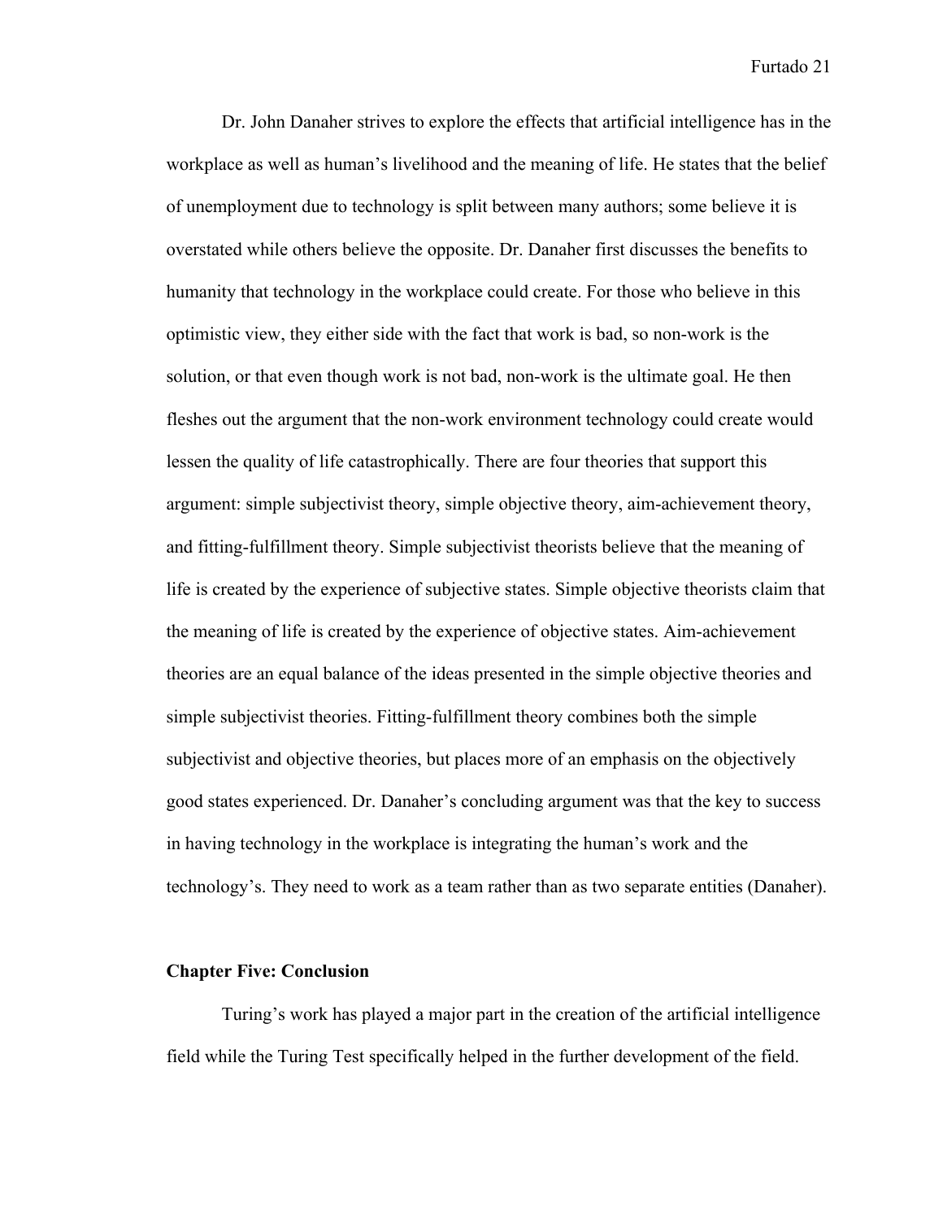Dr. John Danaher strives to explore the effects that artificial intelligence has in the workplace as well as human's livelihood and the meaning of life. He states that the belief of unemployment due to technology is split between many authors; some believe it is overstated while others believe the opposite. Dr. Danaher first discusses the benefits to humanity that technology in the workplace could create. For those who believe in this optimistic view, they either side with the fact that work is bad, so non-work is the solution, or that even though work is not bad, non-work is the ultimate goal. He then fleshes out the argument that the non-work environment technology could create would lessen the quality of life catastrophically. There are four theories that support this argument: simple subjectivist theory, simple objective theory, aim-achievement theory, and fitting-fulfillment theory. Simple subjectivist theorists believe that the meaning of life is created by the experience of subjective states. Simple objective theorists claim that the meaning of life is created by the experience of objective states. Aim-achievement theories are an equal balance of the ideas presented in the simple objective theories and simple subjectivist theories. Fitting-fulfillment theory combines both the simple subjectivist and objective theories, but places more of an emphasis on the objectively good states experienced. Dr. Danaher's concluding argument was that the key to success in having technology in the workplace is integrating the human's work and the technology's. They need to work as a team rather than as two separate entities (Danaher).

**Chapter Five: Conclusion**

Turing's work has played a major part in the creation of the artificial intelligence field while the Turing Test specifically helped in the further development of the field.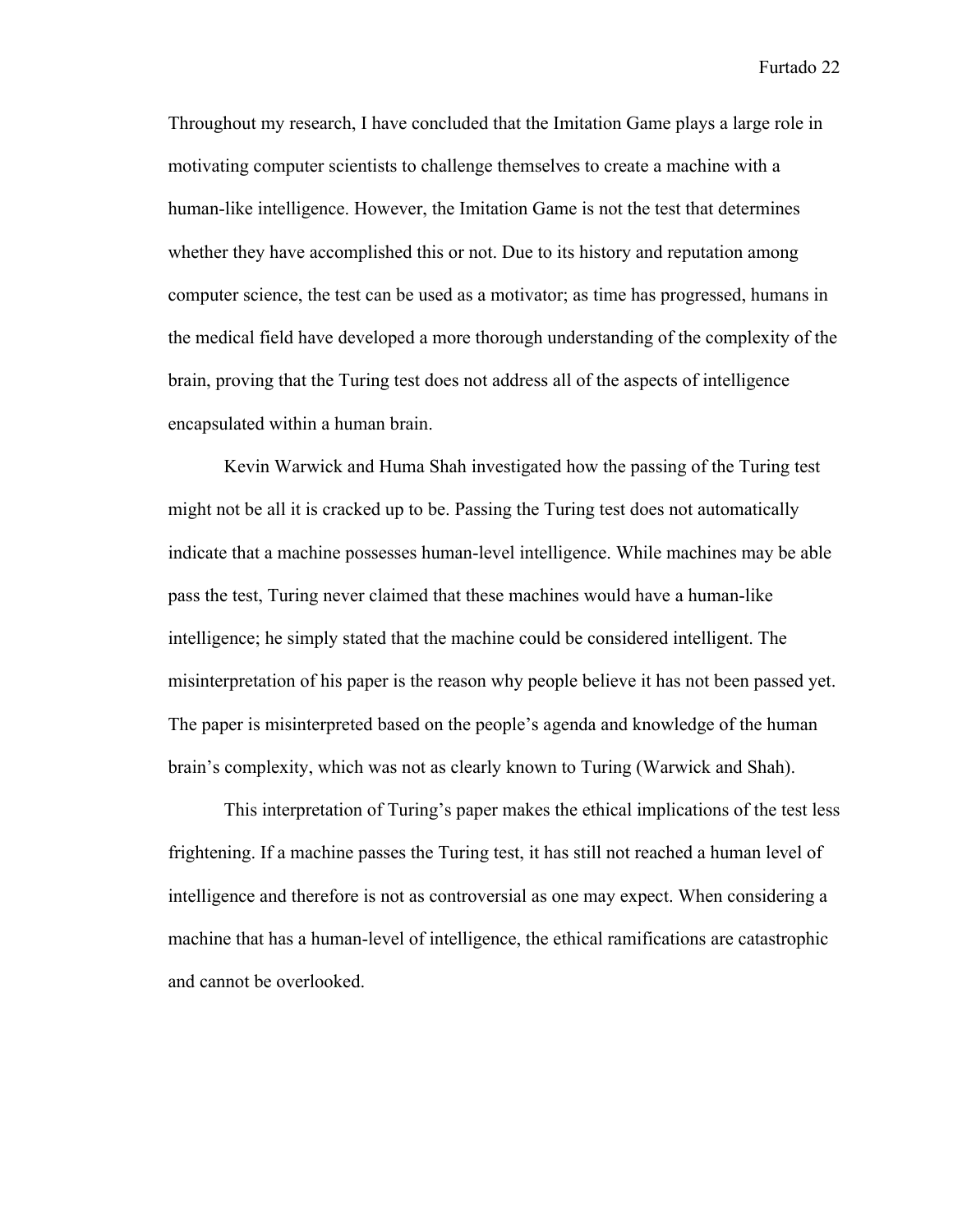Throughout my research, I have concluded that the Imitation Game plays a large role in motivating computer scientists to challenge themselves to create a machine with a human-like intelligence. However, the Imitation Game is not the test that determines whether they have accomplished this or not. Due to its history and reputation among computer science, the test can be used as a motivator; as time has progressed, humans in the medical field have developed a more thorough understanding of the complexity of the brain, proving that the Turing test does not address all of the aspects of intelligence encapsulated within a human brain.

Kevin Warwick and Huma Shah investigated how the passing of the Turing test might not be all it is cracked up to be. Passing the Turing test does not automatically indicate that a machine possesses human-level intelligence. While machines may be able pass the test, Turing never claimed that these machines would have a human-like intelligence; he simply stated that the machine could be considered intelligent. The misinterpretation of his paper is the reason why people believe it has not been passed yet. The paper is misinterpreted based on the people's agenda and knowledge of the human brain's complexity, which was not as clearly known to Turing (Warwick and Shah).

This interpretation of Turing's paper makes the ethical implications of the test less frightening. If a machine passes the Turing test, it has still not reached a human level of intelligence and therefore is not as controversial as one may expect. When considering a machine that has a human-level of intelligence, the ethical ramifications are catastrophic and cannot be overlooked.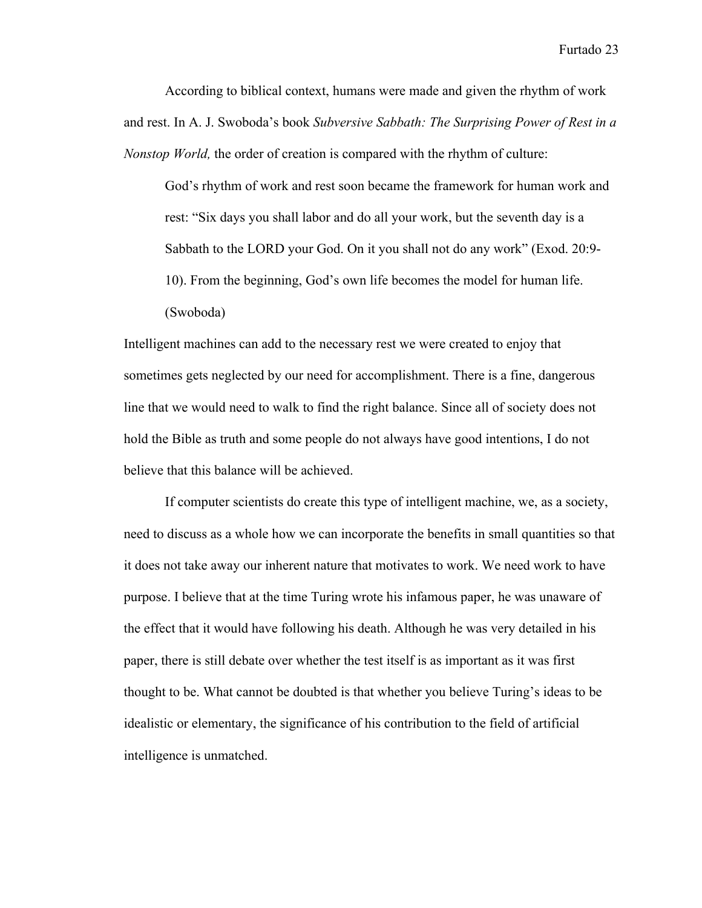According to biblical context, humans were made and given the rhythm of work and rest. In A. J. Swoboda's book *Subversive Sabbath: The Surprising Power of Rest in a Nonstop World,* the order of creation is compared with the rhythm of culture:

> God's rhythm of work and rest soon became the framework for human work and rest: "Six days you shall labor and do all your work, but the seventh day is a Sabbath to the LORD your God. On it you shall not do any work" (Exod. 20:9-10). From the beginning, God's own life becomes the model for human life. (Swoboda)

Intelligent machines can add to the necessary rest we were created to enjoy that sometimes gets neglected by our need for accomplishment. There is a fine, dangerous line that we would need to walk to find the right balance. Since all of society does not hold the Bible as truth and some people do not always have good intentions, I do not believe that this balance will be achieved.

If computer scientists do create this type of intelligent machine, we, as a society, need to discuss as a whole how we can incorporate the benefits in small quantities so that it does not take away our inherent nature that motivates to work. We need work to have purpose. I believe that at the time Turing wrote his infamous paper, he was unaware of the effect that it would have following his death. Although he was very detailed in his paper, there is still debate over whether the test itself is as important as it was first thought to be. What cannot be doubted is that whether you believe Turing's ideas to be idealistic or elementary, the significance of his contribution to the field of artificial intelligence is unmatched.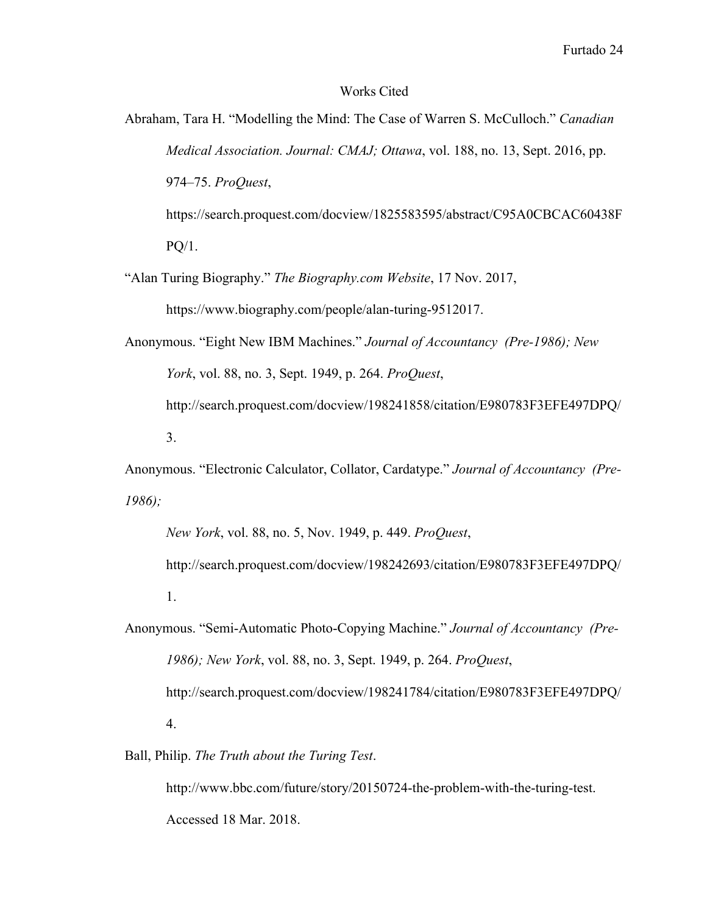# Works Cited

Abraham, Tara H. "Modelling the Mind: The Case of Warren S. McCulloch." *Canadian Medical Association. Journal: CMAJ; Ottawa*, vol. 188, no. 13, Sept. 2016, pp. 974–75. *ProQuest*, https://search.proquest.com/docview/1825583595/abstract/C95A0CBCAC60438FPQ/1.

"Alan Turing Biography." *The Biography.com Website*, 17 Nov. 2017, https://www.biography.com/people/alan-turing-9512017.

Anonymous. "Eight New IBM Machines." *Journal of Accountancy (Pre-1986); New York*, vol. 88, no. 3, Sept. 1949, p. 264. *ProQuest*, http://search.proquest.com/docview/198241858/citation/E980783F3EFE497DPQ/3.

Anonymous. "Electronic Calculator, Collator, Cardatype." *Journal of Accountancy (Pre-1986); New York*, vol. 88, no. 5, Nov. 1949, p. 449. *ProQuest*, http://search.proquest.com/docview/198242693/citation/E980783F3EFE497DPQ/1.

Anonymous. "Semi-Automatic Photo-Copying Machine." *Journal of Accountancy (Pre-1986); New York*, vol. 88, no. 3, Sept. 1949, p. 264. *ProQuest*, http://search.proquest.com/docview/198241784/citation/E980783F3EFE497DPQ/4.

Ball, Philip. *The Truth about the Turing Test*. http://www.bbc.com/future/story/20150724-the-problem-with-the-turing-test. Accessed 18 Mar. 2018.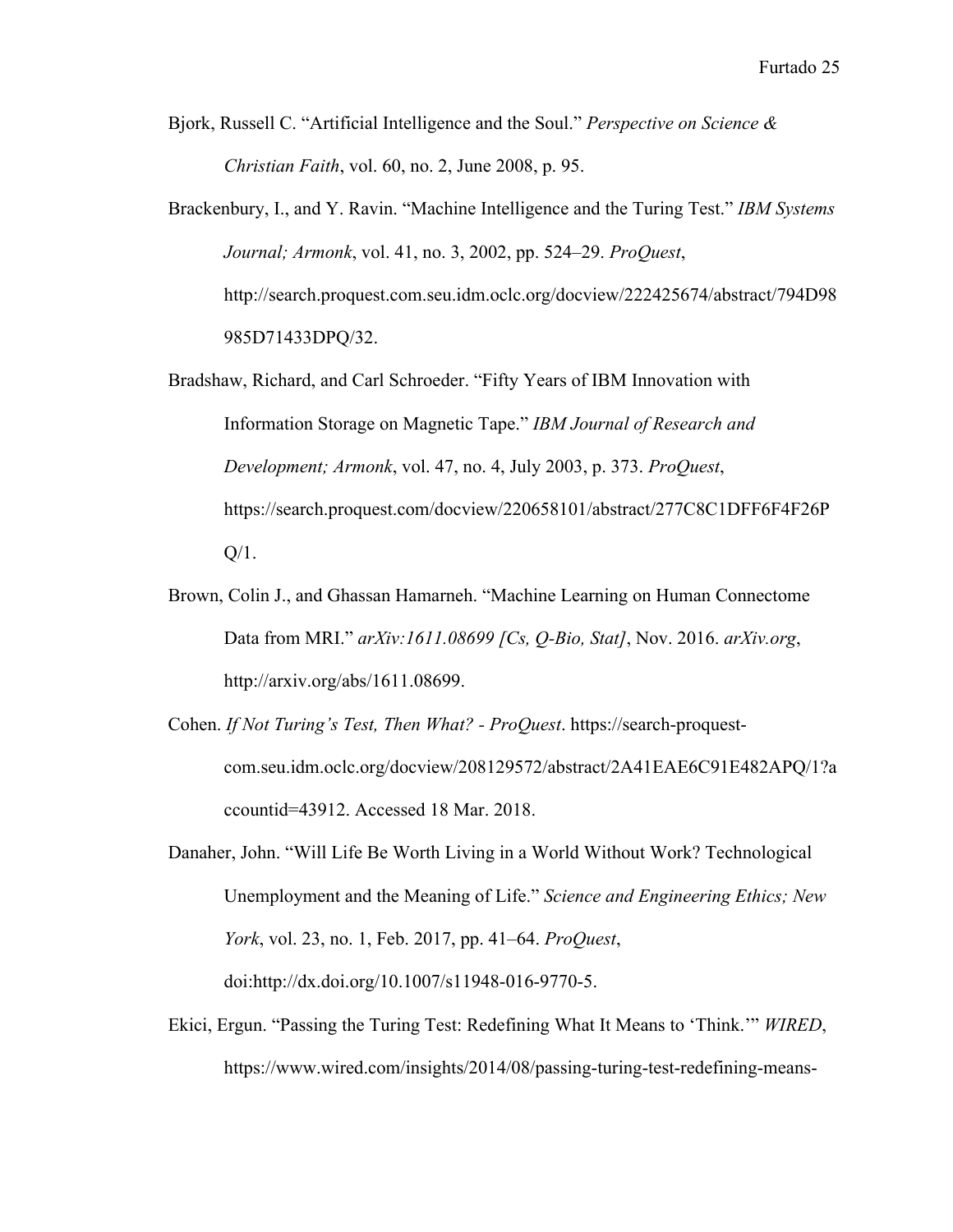Bjork, Russell C. "Artificial Intelligence and the Soul." *Perspective on Science & Christian Faith*, vol. 60, no. 2, June 2008, p. 95.

Brackenbury, I., and Y. Ravin. "Machine Intelligence and the Turing Test." *IBM Systems Journal; Armonk*, vol. 41, no. 3, 2002, pp. 524–29. *ProQuest*, http://search.proquest.com.seu.idm.oclc.org/docview/222425674/abstract/794D98985D71433DPQ/32.

Bradshaw, Richard, and Carl Schroeder. "Fifty Years of IBM Innovation with Information Storage on Magnetic Tape." *IBM Journal of Research and Development; Armonk*, vol. 47, no. 4, July 2003, p. 373. *ProQuest*, https://search.proquest.com/docview/220658101/abstract/277C8C1DFF6F4F26PQ/1.

Brown, Colin J., and Ghassan Hamarneh. "Machine Learning on Human Connectome Data from MRI." *arXiv:1611.08699 [Cs, Q-Bio, Stat]*, Nov. 2016. *arXiv.org*, http://arxiv.org/abs/1611.08699.

Cohen. *If Not Turing's Test, Then What? - ProQuest*. https://search-proquest-com.seu.idm.oclc.org/docview/208129572/abstract/2A41EAE6C91E482APQ/1?accountid=43912. Accessed 18 Mar. 2018.

Danaher, John. "Will Life Be Worth Living in a World Without Work? Technological Unemployment and the Meaning of Life." *Science and Engineering Ethics; New York*, vol. 23, no. 1, Feb. 2017, pp. 41–64. *ProQuest*, doi:http://dx.doi.org/10.1007/s11948-016-9770-5.

Ekici, Ergun. "Passing the Turing Test: Redefining What It Means to 'Think.'" *WIRED*, https://www.wired.com/insights/2014/08/passing-turing-test-redefining-means-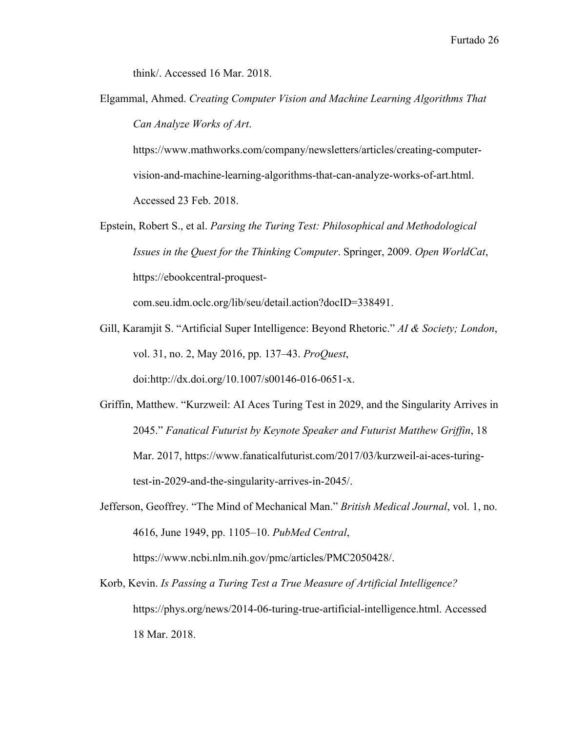think/. Accessed 16 Mar. 2018.

Elgammal, Ahmed. *Creating Computer Vision and Machine Learning Algorithms That Can Analyze Works of Art*. https://www.mathworks.com/company/newsletters/articles/creating-computer-vision-and-machine-learning-algorithms-that-can-analyze-works-of-art.html. Accessed 23 Feb. 2018.

Epstein, Robert S., et al. *Parsing the Turing Test: Philosophical and Methodological Issues in the Quest for the Thinking Computer*. Springer, 2009. *Open WorldCat*, https://ebookcentral-proquest-com.seu.idm.oclc.org/lib/seu/detail.action?docID=338491.

Gill, Karamjit S. "Artificial Super Intelligence: Beyond Rhetoric." *AI & Society; London*, vol. 31, no. 2, May 2016, pp. 137–43. *ProQuest*, doi:http://dx.doi.org/10.1007/s00146-016-0651-x.

Griffin, Matthew. "Kurzweil: AI Aces Turing Test in 2029, and the Singularity Arrives in 2045." *Fanatical Futurist by Keynote Speaker and Futurist Matthew Griffin*, 18 Mar. 2017, https://www.fanaticalfuturist.com/2017/03/kurzweil-ai-aces-turing-test-in-2029-and-the-singularity-arrives-in-2045/.

Jefferson, Geoffrey. "The Mind of Mechanical Man." *British Medical Journal*, vol. 1, no. 4616, June 1949, pp. 1105–10. *PubMed Central*, https://www.ncbi.nlm.nih.gov/pmc/articles/PMC2050428/.

Korb, Kevin. *Is Passing a Turing Test a True Measure of Artificial Intelligence?* https://phys.org/news/2014-06-turing-true-artificial-intelligence.html. Accessed 18 Mar. 2018.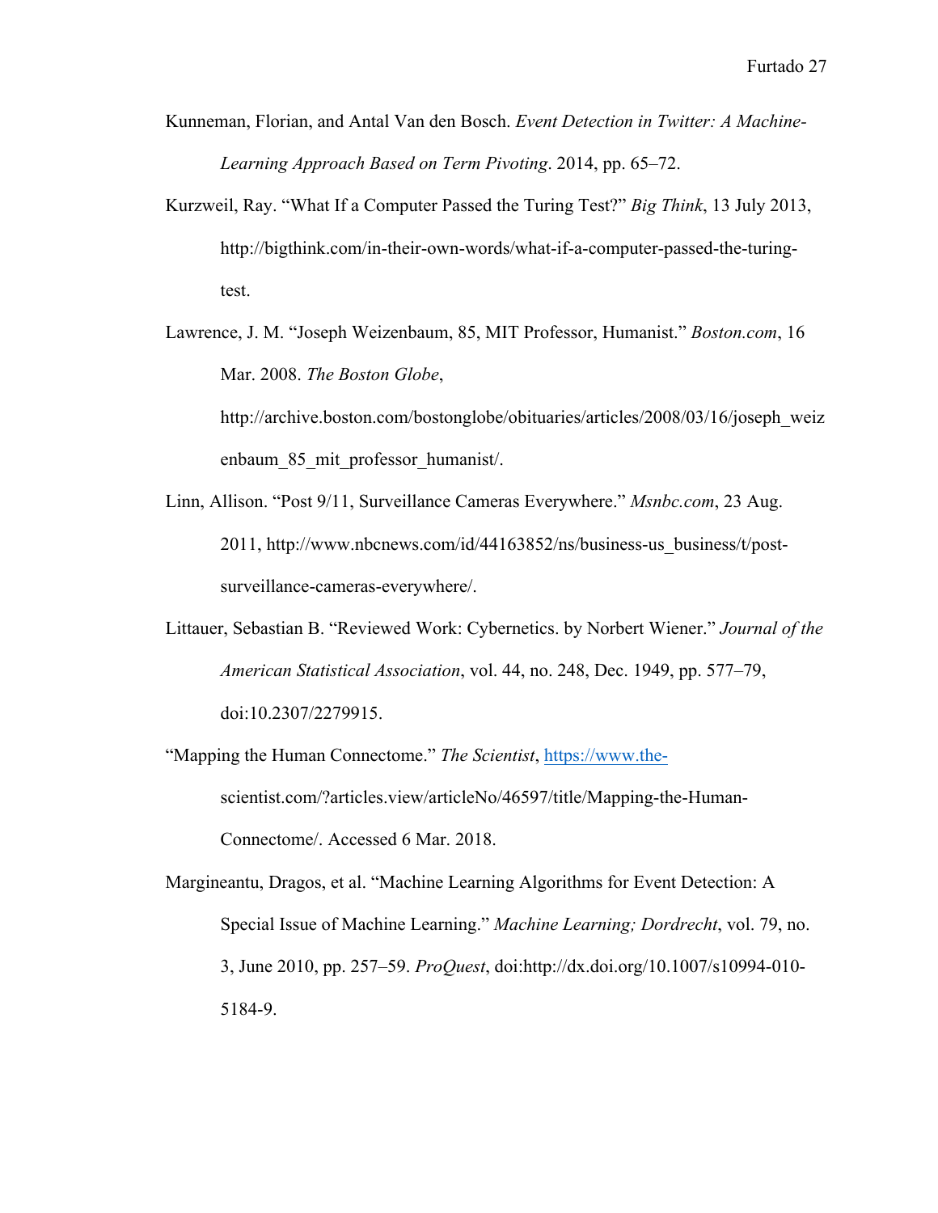Kunneman, Florian, and Antal Van den Bosch. *Event Detection in Twitter: A Machine-Learning Approach Based on Term Pivoting*. 2014, pp. 65–72.

Kurzweil, Ray. "What If a Computer Passed the Turing Test?" *Big Think*, 13 July 2013, http://bigthink.com/in-their-own-words/what-if-a-computer-passed-the-turing-test.

Lawrence, J. M. "Joseph Weizenbaum, 85, MIT Professor, Humanist." *Boston.com*, 16 Mar. 2008. *The Boston Globe*, http://archive.boston.com/bostonglobe/obituaries/articles/2008/03/16/joseph_weizenbaum_85_mit_professor_humanist/.

Linn, Allison. "Post 9/11, Surveillance Cameras Everywhere." *Msnbc.com*, 23 Aug. 2011, http://www.nbcnews.com/id/44163852/ns/business-us_business/t/post-surveillance-cameras-everywhere/.

Littauer, Sebastian B. "Reviewed Work: Cybernetics. by Norbert Wiener." *Journal of the American Statistical Association*, vol. 44, no. 248, Dec. 1949, pp. 577–79, doi:10.2307/2279915.

"Mapping the Human Connectome." *The Scientist*, https://www.the-scientist.com/?articles.view/articleNo/46597/title/Mapping-the-Human-Connectome/. Accessed 6 Mar. 2018.

Margineantu, Dragos, et al. "Machine Learning Algorithms for Event Detection: A Special Issue of Machine Learning." *Machine Learning; Dordrecht*, vol. 79, no. 3, June 2010, pp. 257–59. *ProQuest*, doi:http://dx.doi.org/10.1007/s10994-010-5184-9.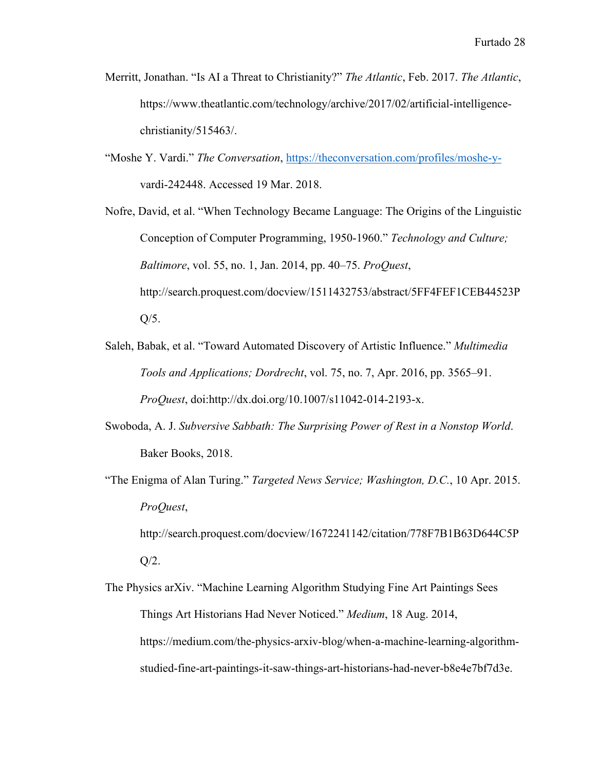Merritt, Jonathan. "Is AI a Threat to Christianity?" *The Atlantic*, Feb. 2017. *The Atlantic*, https://www.theatlantic.com/technology/archive/2017/02/artificial-intelligence-christianity/515463/.

"Moshe Y. Vardi." *The Conversation*, https://theconversation.com/profiles/moshe-y-vardi-242448. Accessed 19 Mar. 2018.

Nofre, David, et al. "When Technology Became Language: The Origins of the Linguistic Conception of Computer Programming, 1950-1960." *Technology and Culture; Baltimore*, vol. 55, no. 1, Jan. 2014, pp. 40–75. *ProQuest*, http://search.proquest.com/docview/1511432753/abstract/5FF4FEF1CEB44523PQ/5.

Saleh, Babak, et al. "Toward Automated Discovery of Artistic Influence." *Multimedia Tools and Applications; Dordrecht*, vol. 75, no. 7, Apr. 2016, pp. 3565–91. *ProQuest*, doi:http://dx.doi.org/10.1007/s11042-014-2193-x.

Swoboda, A. J. *Subversive Sabbath: The Surprising Power of Rest in a Nonstop World*. Baker Books, 2018.

"The Enigma of Alan Turing." *Targeted News Service; Washington, D.C.*, 10 Apr. 2015. *ProQuest*, http://search.proquest.com/docview/1672241142/citation/778F7B1B63D644C5PQ/2.

The Physics arXiv. "Machine Learning Algorithm Studying Fine Art Paintings Sees Things Art Historians Had Never Noticed." *Medium*, 18 Aug. 2014, https://medium.com/the-physics-arxiv-blog/when-a-machine-learning-algorithm-studied-fine-art-paintings-it-saw-things-art-historians-had-never-b8e4e7bf7d3e.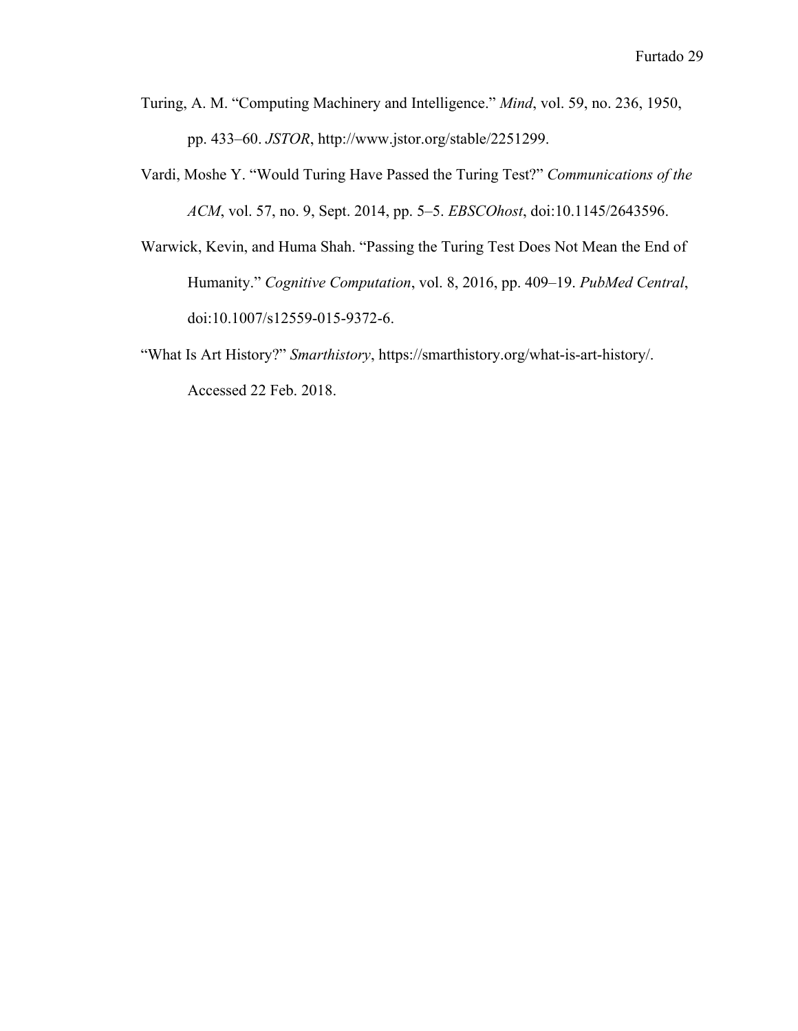Turing, A. M. "Computing Machinery and Intelligence." *Mind*, vol. 59, no. 236, 1950, pp. 433–60. *JSTOR*, http://www.jstor.org/stable/2251299.

Vardi, Moshe Y. "Would Turing Have Passed the Turing Test?" *Communications of the ACM*, vol. 57, no. 9, Sept. 2014, pp. 5–5. *EBSCOhost*, doi:10.1145/2643596.

Warwick, Kevin, and Huma Shah. "Passing the Turing Test Does Not Mean the End of Humanity." *Cognitive Computation*, vol. 8, 2016, pp. 409–19. *PubMed Central*, doi:10.1007/s12559-015-9372-6.

"What Is Art History?" *Smarthistory*, https://smarthistory.org/what-is-art-history/. Accessed 22 Feb. 2018.